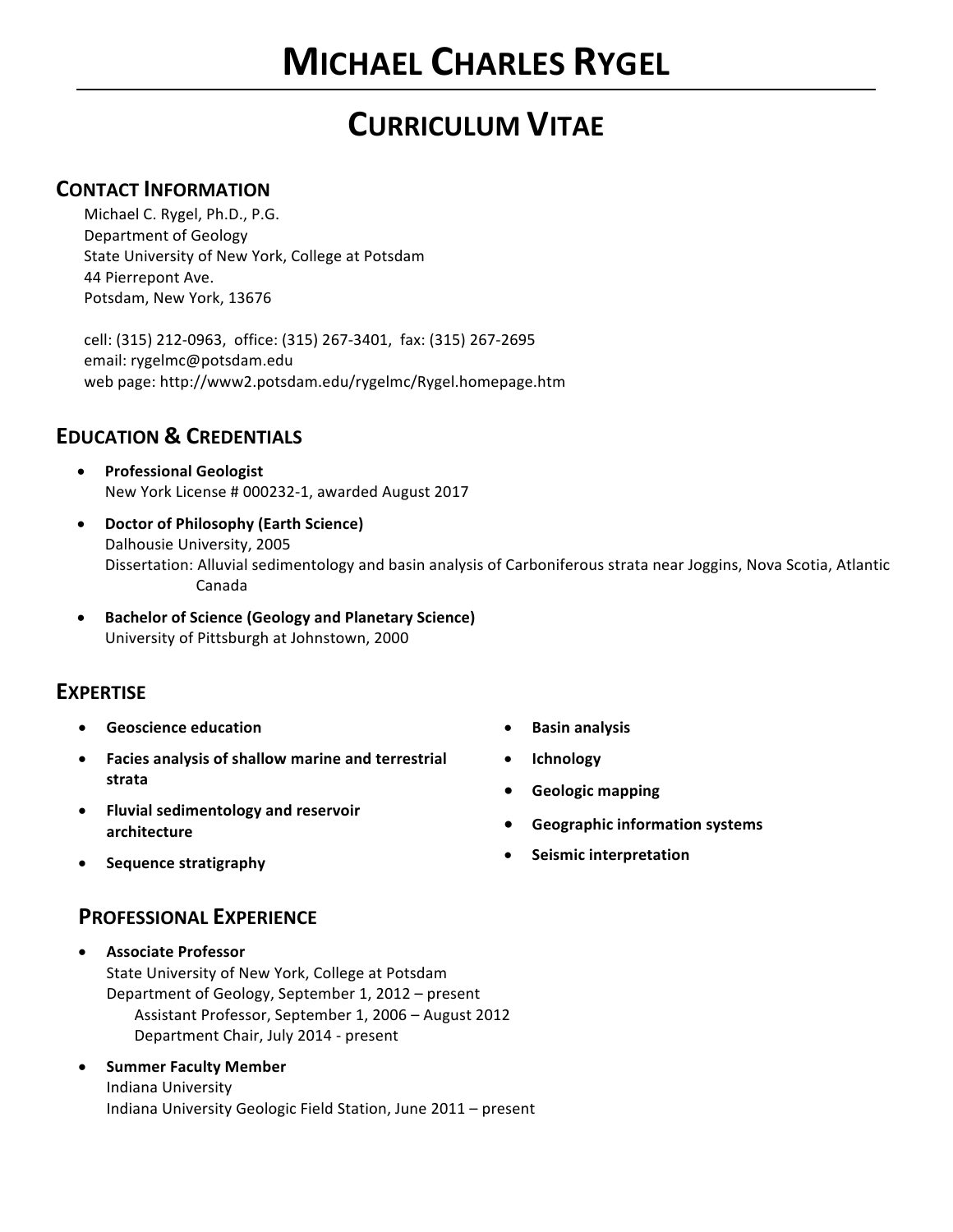# MICHAEL CHARLES RYGEL

## CURRICULUM VITAE

### CONTACT INFORMATION

Michael C. Rygel, Ph.D., P.G.
Department of Geology
State University of New York, College at Potsdam
44 Pierrepont Ave.
Potsdam, New York, 13676

cell: (315) 212-0963, office: (315) 267-3401, fax: (315) 267-2695
email: rygelmc@potsdam.edu
web page: http://www2.potsdam.edu/rygelmc/Rygel.homepage.htm

### EDUCATION & CREDENTIALS

- **Professional Geologist**
  New York License # 000232-1, awarded August 2017
- **Doctor of Philosophy (Earth Science)**
  Dalhousie University, 2005
  Dissertation: Alluvial sedimentology and basin analysis of Carboniferous strata near Joggins, Nova Scotia, Atlantic Canada
- **Bachelor of Science (Geology and Planetary Science)**
  University of Pittsburgh at Johnstown, 2000

### EXPERTISE

- **Geoscience education**
- **Facies analysis of shallow marine and terrestrial strata**
- **Fluvial sedimentology and reservoir architecture**
- **Sequence stratigraphy**
- **Basin analysis**
- **Ichnology**
- **Geologic mapping**
- **Geographic information systems**
- **Seismic interpretation**

### PROFESSIONAL EXPERIENCE

- **Associate Professor**
  State University of New York, College at Potsdam
  Department of Geology, September 1, 2012 – present
  Assistant Professor, September 1, 2006 – August 2012
  Department Chair, July 2014 - present
- **Summer Faculty Member**
  Indiana University
  Indiana University Geologic Field Station, June 2011 – present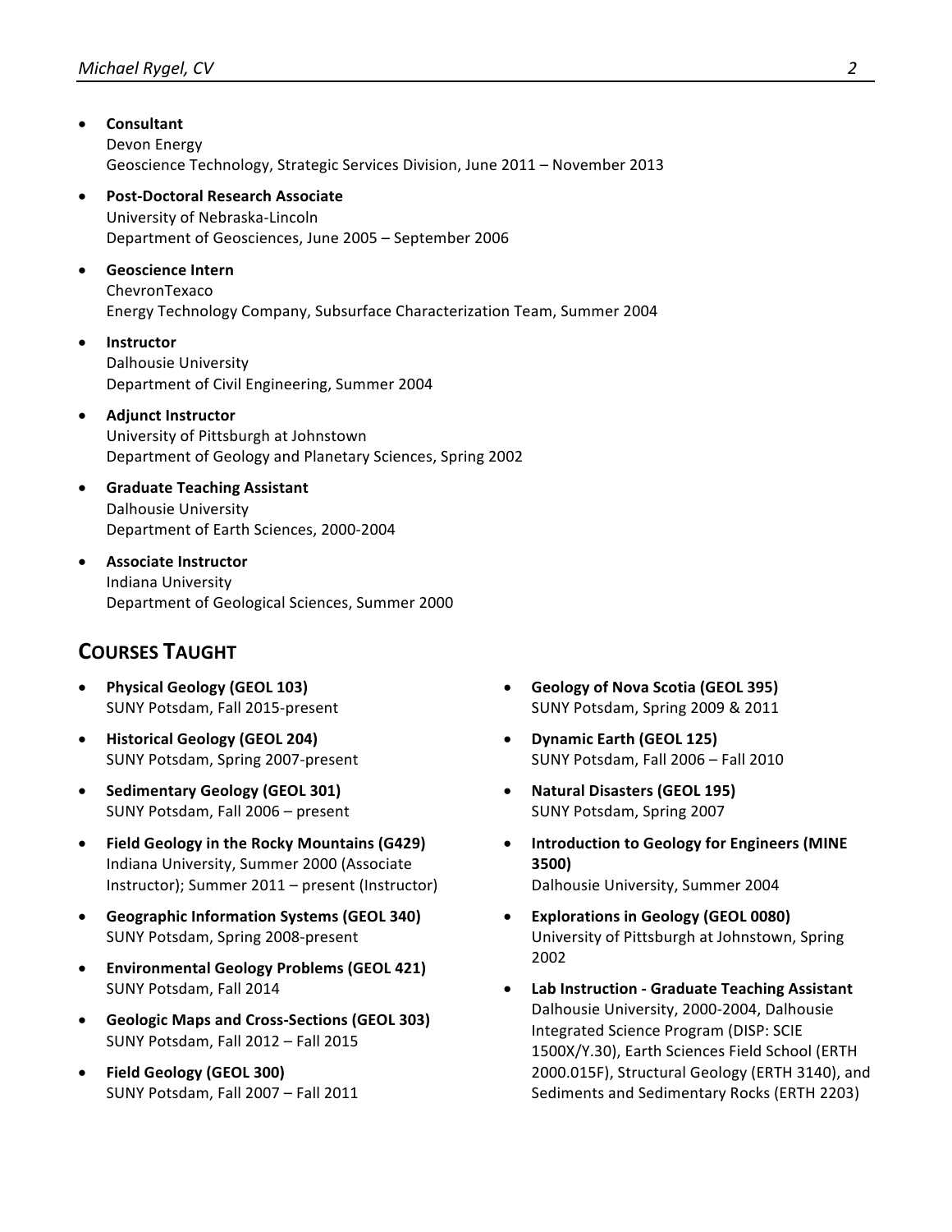- **Consultant**
  Devon Energy
  Geoscience Technology, Strategic Services Division, June 2011 – November 2013

- **Post-Doctoral Research Associate**
  University of Nebraska-Lincoln
  Department of Geosciences, June 2005 – September 2006

- **Geoscience Intern**
  ChevronTexaco
  Energy Technology Company, Subsurface Characterization Team, Summer 2004

- **Instructor**
  Dalhousie University
  Department of Civil Engineering, Summer 2004

- **Adjunct Instructor**
  University of Pittsburgh at Johnstown
  Department of Geology and Planetary Sciences, Spring 2002

- **Graduate Teaching Assistant**
  Dalhousie University
  Department of Earth Sciences, 2000-2004

- **Associate Instructor**
  Indiana University
  Department of Geological Sciences, Summer 2000

## COURSES TAUGHT

- **Physical Geology (GEOL 103)**
  SUNY Potsdam, Fall 2015-present

- **Historical Geology (GEOL 204)**
  SUNY Potsdam, Spring 2007-present

- **Sedimentary Geology (GEOL 301)**
  SUNY Potsdam, Fall 2006 – present

- **Field Geology in the Rocky Mountains (G429)**
  Indiana University, Summer 2000 (Associate Instructor); Summer 2011 – present (Instructor)

- **Geographic Information Systems (GEOL 340)**
  SUNY Potsdam, Spring 2008-present

- **Environmental Geology Problems (GEOL 421)**
  SUNY Potsdam, Fall 2014

- **Geologic Maps and Cross-Sections (GEOL 303)**
  SUNY Potsdam, Fall 2012 – Fall 2015

- **Field Geology (GEOL 300)**
  SUNY Potsdam, Fall 2007 – Fall 2011

- **Geology of Nova Scotia (GEOL 395)**
  SUNY Potsdam, Spring 2009 & 2011

- **Dynamic Earth (GEOL 125)**
  SUNY Potsdam, Fall 2006 – Fall 2010

- **Natural Disasters (GEOL 195)**
  SUNY Potsdam, Spring 2007

- **Introduction to Geology for Engineers (MINE 3500)**
  Dalhousie University, Summer 2004

- **Explorations in Geology (GEOL 0080)**
  University of Pittsburgh at Johnstown, Spring 2002

- **Lab Instruction - Graduate Teaching Assistant**
  Dalhousie University, 2000-2004, Dalhousie Integrated Science Program (DISP: SCIE 1500X/Y.30), Earth Sciences Field School (ERTH 2000.015F), Structural Geology (ERTH 3140), and Sediments and Sedimentary Rocks (ERTH 2203)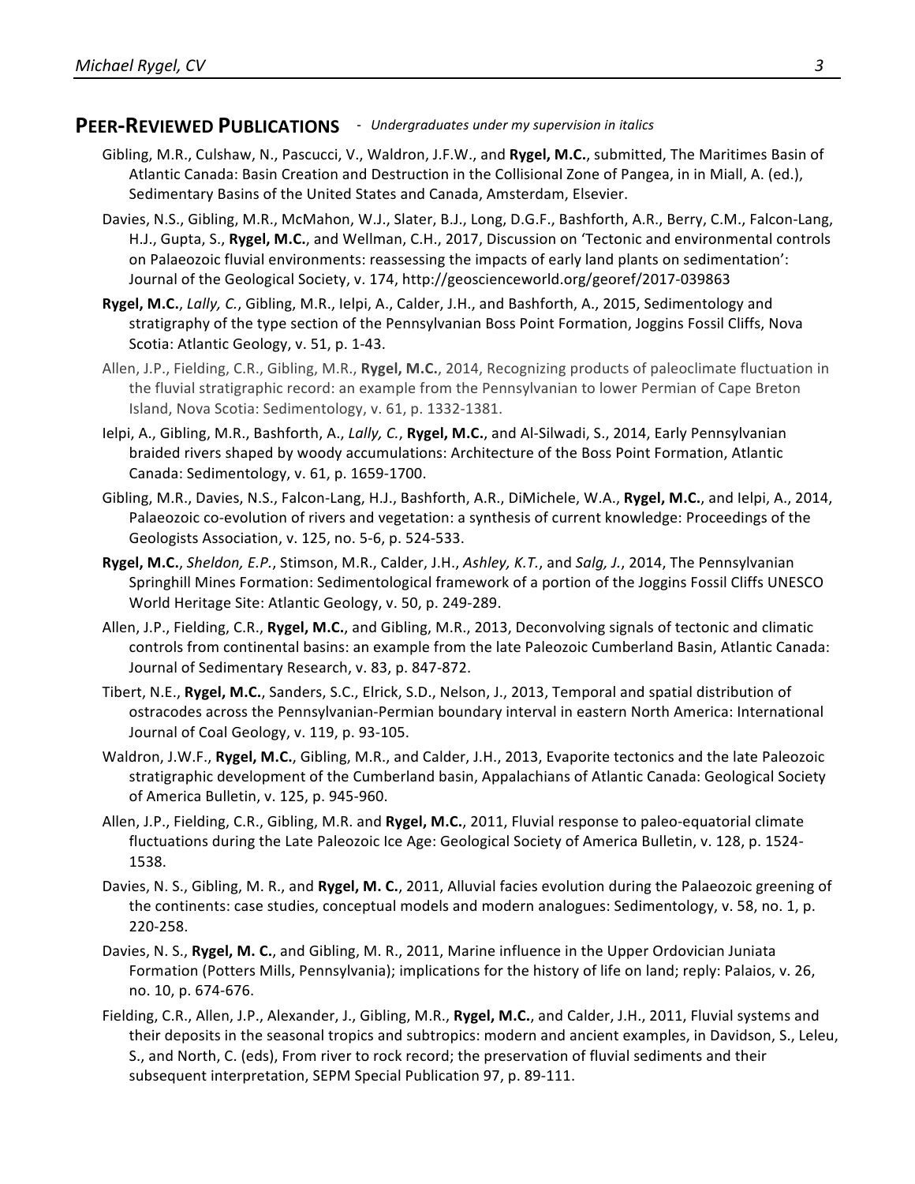## **PEER-REVIEWED PUBLICATIONS** - *Undergraduates under my supervision in italics*

Gibling, M.R., Culshaw, N., Pascucci, V., Waldron, J.F.W., and **Rygel, M.C.**, submitted, The Maritimes Basin of Atlantic Canada: Basin Creation and Destruction in the Collisional Zone of Pangea, in in Miall, A. (ed.), Sedimentary Basins of the United States and Canada, Amsterdam, Elsevier.

Davies, N.S., Gibling, M.R., McMahon, W.J., Slater, B.J., Long, D.G.F., Bashforth, A.R., Berry, C.M., Falcon-Lang, H.J., Gupta, S., **Rygel, M.C.**, and Wellman, C.H., 2017, Discussion on 'Tectonic and environmental controls on Palaeozoic fluvial environments: reassessing the impacts of early land plants on sedimentation': Journal of the Geological Society, v. 174, http://geoscienceworld.org/georef/2017-039863

**Rygel, M.C.**, *Lally, C.*, Gibling, M.R., Ielpi, A., Calder, J.H., and Bashforth, A., 2015, Sedimentology and stratigraphy of the type section of the Pennsylvanian Boss Point Formation, Joggins Fossil Cliffs, Nova Scotia: Atlantic Geology, v. 51, p. 1-43.

Allen, J.P., Fielding, C.R., Gibling, M.R., **Rygel, M.C.**, 2014, Recognizing products of paleoclimate fluctuation in the fluvial stratigraphic record: an example from the Pennsylvanian to lower Permian of Cape Breton Island, Nova Scotia: Sedimentology, v. 61, p. 1332-1381.

Ielpi, A., Gibling, M.R., Bashforth, A., *Lally, C.*, **Rygel, M.C.**, and Al-Silwadi, S., 2014, Early Pennsylvanian braided rivers shaped by woody accumulations: Architecture of the Boss Point Formation, Atlantic Canada: Sedimentology, v. 61, p. 1659-1700.

Gibling, M.R., Davies, N.S., Falcon-Lang, H.J., Bashforth, A.R., DiMichele, W.A., **Rygel, M.C.**, and Ielpi, A., 2014, Palaeozoic co-evolution of rivers and vegetation: a synthesis of current knowledge: Proceedings of the Geologists Association, v. 125, no. 5-6, p. 524-533.

**Rygel, M.C.**, *Sheldon, E.P.*, Stimson, M.R., Calder, J.H., *Ashley, K.T.*, and *Salg, J.*, 2014, The Pennsylvanian Springhill Mines Formation: Sedimentological framework of a portion of the Joggins Fossil Cliffs UNESCO World Heritage Site: Atlantic Geology, v. 50, p. 249-289.

Allen, J.P., Fielding, C.R., **Rygel, M.C.**, and Gibling, M.R., 2013, Deconvolving signals of tectonic and climatic controls from continental basins: an example from the late Paleozoic Cumberland Basin, Atlantic Canada: Journal of Sedimentary Research, v. 83, p. 847-872.

Tibert, N.E., **Rygel, M.C.**, Sanders, S.C., Elrick, S.D., Nelson, J., 2013, Temporal and spatial distribution of ostracodes across the Pennsylvanian-Permian boundary interval in eastern North America: International Journal of Coal Geology, v. 119, p. 93-105.

Waldron, J.W.F., **Rygel, M.C.**, Gibling, M.R., and Calder, J.H., 2013, Evaporite tectonics and the late Paleozoic stratigraphic development of the Cumberland basin, Appalachians of Atlantic Canada: Geological Society of America Bulletin, v. 125, p. 945-960.

Allen, J.P., Fielding, C.R., Gibling, M.R. and **Rygel, M.C.**, 2011, Fluvial response to paleo-equatorial climate fluctuations during the Late Paleozoic Ice Age: Geological Society of America Bulletin, v. 128, p. 1524-1538.

Davies, N. S., Gibling, M. R., and **Rygel, M. C.**, 2011, Alluvial facies evolution during the Palaeozoic greening of the continents: case studies, conceptual models and modern analogues: Sedimentology, v. 58, no. 1, p. 220-258.

Davies, N. S., **Rygel, M. C.**, and Gibling, M. R., 2011, Marine influence in the Upper Ordovician Juniata Formation (Potters Mills, Pennsylvania); implications for the history of life on land; reply: Palaios, v. 26, no. 10, p. 674-676.

Fielding, C.R., Allen, J.P., Alexander, J., Gibling, M.R., **Rygel, M.C.**, and Calder, J.H., 2011, Fluvial systems and their deposits in the seasonal tropics and subtropics: modern and ancient examples, in Davidson, S., Leleu, S., and North, C. (eds), From river to rock record; the preservation of fluvial sediments and their subsequent interpretation, SEPM Special Publication 97, p. 89-111.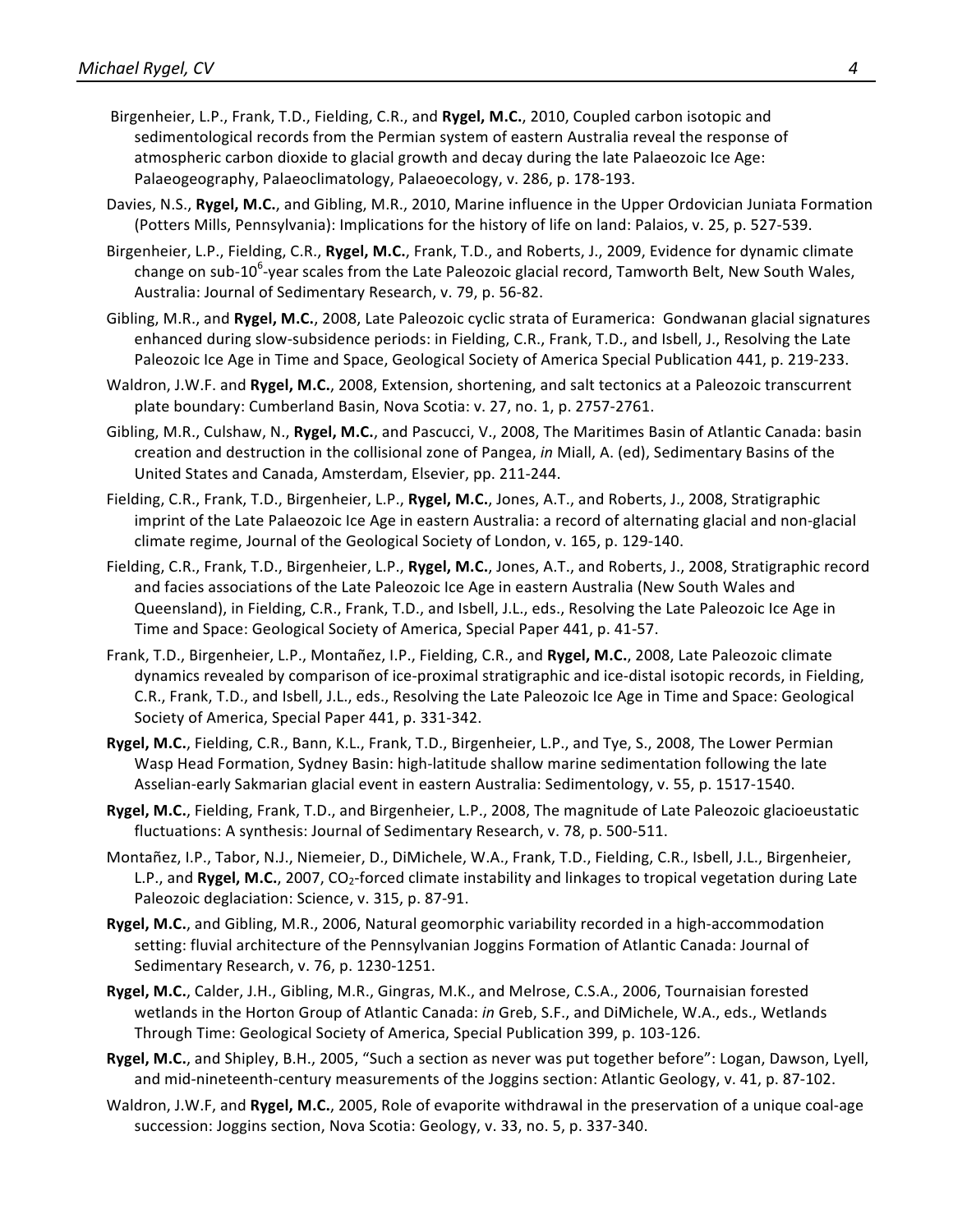Birgenheier, L.P., Frank, T.D., Fielding, C.R., and **Rygel, M.C.**, 2010, Coupled carbon isotopic and sedimentological records from the Permian system of eastern Australia reveal the response of atmospheric carbon dioxide to glacial growth and decay during the late Palaeozoic Ice Age: Palaeogeography, Palaeoclimatology, Palaeoecology, v. 286, p. 178-193.

Davies, N.S., **Rygel, M.C.**, and Gibling, M.R., 2010, Marine influence in the Upper Ordovician Juniata Formation (Potters Mills, Pennsylvania): Implications for the history of life on land: Palaios, v. 25, p. 527-539.

Birgenheier, L.P., Fielding, C.R., **Rygel, M.C.**, Frank, T.D., and Roberts, J., 2009, Evidence for dynamic climate change on sub-$10^6$-year scales from the Late Paleozoic glacial record, Tamworth Belt, New South Wales, Australia: Journal of Sedimentary Research, v. 79, p. 56-82.

Gibling, M.R., and **Rygel, M.C.**, 2008, Late Paleozoic cyclic strata of Euramerica: Gondwanan glacial signatures enhanced during slow-subsidence periods: in Fielding, C.R., Frank, T.D., and Isbell, J., Resolving the Late Paleozoic Ice Age in Time and Space, Geological Society of America Special Publication 441, p. 219-233.

Waldron, J.W.F. and **Rygel, M.C.**, 2008, Extension, shortening, and salt tectonics at a Paleozoic transcurrent plate boundary: Cumberland Basin, Nova Scotia: v. 27, no. 1, p. 2757-2761.

Gibling, M.R., Culshaw, N., **Rygel, M.C.**, and Pascucci, V., 2008, The Maritimes Basin of Atlantic Canada: basin creation and destruction in the collisional zone of Pangea, *in* Miall, A. (ed), Sedimentary Basins of the United States and Canada, Amsterdam, Elsevier, pp. 211-244.

Fielding, C.R., Frank, T.D., Birgenheier, L.P., **Rygel, M.C.**, Jones, A.T., and Roberts, J., 2008, Stratigraphic imprint of the Late Palaeozoic Ice Age in eastern Australia: a record of alternating glacial and non-glacial climate regime, Journal of the Geological Society of London, v. 165, p. 129-140.

Fielding, C.R., Frank, T.D., Birgenheier, L.P., **Rygel, M.C.**, Jones, A.T., and Roberts, J., 2008, Stratigraphic record and facies associations of the Late Paleozoic Ice Age in eastern Australia (New South Wales and Queensland), in Fielding, C.R., Frank, T.D., and Isbell, J.L., eds., Resolving the Late Paleozoic Ice Age in Time and Space: Geological Society of America, Special Paper 441, p. 41-57.

Frank, T.D., Birgenheier, L.P., Montañez, I.P., Fielding, C.R., and **Rygel, M.C.**, 2008, Late Paleozoic climate dynamics revealed by comparison of ice-proximal stratigraphic and ice-distal isotopic records, in Fielding, C.R., Frank, T.D., and Isbell, J.L., eds., Resolving the Late Paleozoic Ice Age in Time and Space: Geological Society of America, Special Paper 441, p. 331-342.

**Rygel, M.C.**, Fielding, C.R., Bann, K.L., Frank, T.D., Birgenheier, L.P., and Tye, S., 2008, The Lower Permian Wasp Head Formation, Sydney Basin: high-latitude shallow marine sedimentation following the late Asselian-early Sakmarian glacial event in eastern Australia: Sedimentology, v. 55, p. 1517-1540.

**Rygel, M.C.**, Fielding, Frank, T.D., and Birgenheier, L.P., 2008, The magnitude of Late Paleozoic glacioeustatic fluctuations: A synthesis: Journal of Sedimentary Research, v. 78, p. 500-511.

Montañez, I.P., Tabor, N.J., Niemeier, D., DiMichele, W.A., Frank, T.D., Fielding, C.R., Isbell, J.L., Birgenheier, L.P., and **Rygel, M.C.**, 2007, $CO_2$-forced climate instability and linkages to tropical vegetation during Late Paleozoic deglaciation: Science, v. 315, p. 87-91.

**Rygel, M.C.**, and Gibling, M.R., 2006, Natural geomorphic variability recorded in a high-accommodation setting: fluvial architecture of the Pennsylvanian Joggins Formation of Atlantic Canada: Journal of Sedimentary Research, v. 76, p. 1230-1251.

**Rygel, M.C.**, Calder, J.H., Gibling, M.R., Gingras, M.K., and Melrose, C.S.A., 2006, Tournaisian forested wetlands in the Horton Group of Atlantic Canada: *in* Greb, S.F., and DiMichele, W.A., eds., Wetlands Through Time: Geological Society of America, Special Publication 399, p. 103-126.

**Rygel, M.C.**, and Shipley, B.H., 2005, "Such a section as never was put together before": Logan, Dawson, Lyell, and mid-nineteenth-century measurements of the Joggins section: Atlantic Geology, v. 41, p. 87-102.

Waldron, J.W.F, and **Rygel, M.C.**, 2005, Role of evaporite withdrawal in the preservation of a unique coal-age succession: Joggins section, Nova Scotia: Geology, v. 33, no. 5, p. 337-340.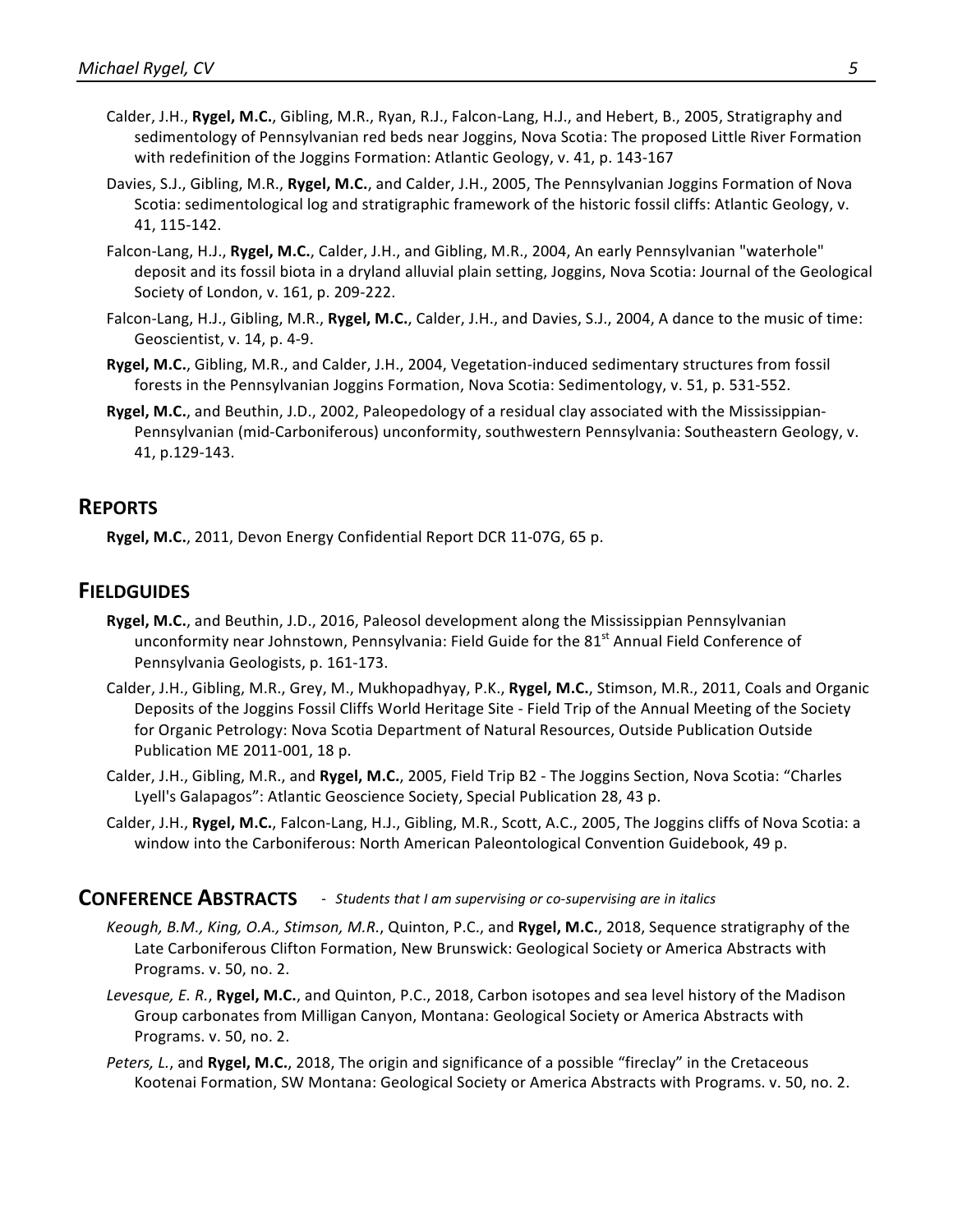Calder, J.H., **Rygel, M.C.**, Gibling, M.R., Ryan, R.J., Falcon-Lang, H.J., and Hebert, B., 2005, Stratigraphy and sedimentology of Pennsylvanian red beds near Joggins, Nova Scotia: The proposed Little River Formation with redefinition of the Joggins Formation: Atlantic Geology, v. 41, p. 143-167

Davies, S.J., Gibling, M.R., **Rygel, M.C.**, and Calder, J.H., 2005, The Pennsylvanian Joggins Formation of Nova Scotia: sedimentological log and stratigraphic framework of the historic fossil cliffs: Atlantic Geology, v. 41, 115-142.

Falcon-Lang, H.J., **Rygel, M.C.**, Calder, J.H., and Gibling, M.R., 2004, An early Pennsylvanian "waterhole" deposit and its fossil biota in a dryland alluvial plain setting, Joggins, Nova Scotia: Journal of the Geological Society of London, v. 161, p. 209-222.

Falcon-Lang, H.J., Gibling, M.R., **Rygel, M.C.**, Calder, J.H., and Davies, S.J., 2004, A dance to the music of time: Geoscientist, v. 14, p. 4-9.

**Rygel, M.C.**, Gibling, M.R., and Calder, J.H., 2004, Vegetation-induced sedimentary structures from fossil forests in the Pennsylvanian Joggins Formation, Nova Scotia: Sedimentology, v. 51, p. 531-552.

**Rygel, M.C.**, and Beuthin, J.D., 2002, Paleopedology of a residual clay associated with the Mississippian-Pennsylvanian (mid-Carboniferous) unconformity, southwestern Pennsylvania: Southeastern Geology, v. 41, p.129-143.

## REPORTS

**Rygel, M.C.**, 2011, Devon Energy Confidential Report DCR 11-07G, 65 p.

## FIELDGUIDES

**Rygel, M.C.**, and Beuthin, J.D., 2016, Paleosol development along the Mississippian Pennsylvanian unconformity near Johnstown, Pennsylvania: Field Guide for the 81st Annual Field Conference of Pennsylvania Geologists, p. 161-173.

Calder, J.H., Gibling, M.R., Grey, M., Mukhopadhyay, P.K., **Rygel, M.C.**, Stimson, M.R., 2011, Coals and Organic Deposits of the Joggins Fossil Cliffs World Heritage Site - Field Trip of the Annual Meeting of the Society for Organic Petrology: Nova Scotia Department of Natural Resources, Outside Publication Outside Publication ME 2011-001, 18 p.

Calder, J.H., Gibling, M.R., and **Rygel, M.C.**, 2005, Field Trip B2 - The Joggins Section, Nova Scotia: "Charles Lyell's Galapagos": Atlantic Geoscience Society, Special Publication 28, 43 p.

Calder, J.H., **Rygel, M.C.**, Falcon-Lang, H.J., Gibling, M.R., Scott, A.C., 2005, The Joggins cliffs of Nova Scotia: a window into the Carboniferous: North American Paleontological Convention Guidebook, 49 p.

## CONFERENCE ABSTRACTS - *Students that I am supervising or co-supervising are in italics*

*Keough, B.M., King, O.A., Stimson, M.R.*, Quinton, P.C., and **Rygel, M.C.**, 2018, Sequence stratigraphy of the Late Carboniferous Clifton Formation, New Brunswick: Geological Society or America Abstracts with Programs. v. 50, no. 2.

*Levesque, E. R.*, **Rygel, M.C.**, and Quinton, P.C., 2018, Carbon isotopes and sea level history of the Madison Group carbonates from Milligan Canyon, Montana: Geological Society or America Abstracts with Programs. v. 50, no. 2.

*Peters, L.*, and **Rygel, M.C.**, 2018, The origin and significance of a possible "fireclay" in the Cretaceous Kootenai Formation, SW Montana: Geological Society or America Abstracts with Programs. v. 50, no. 2.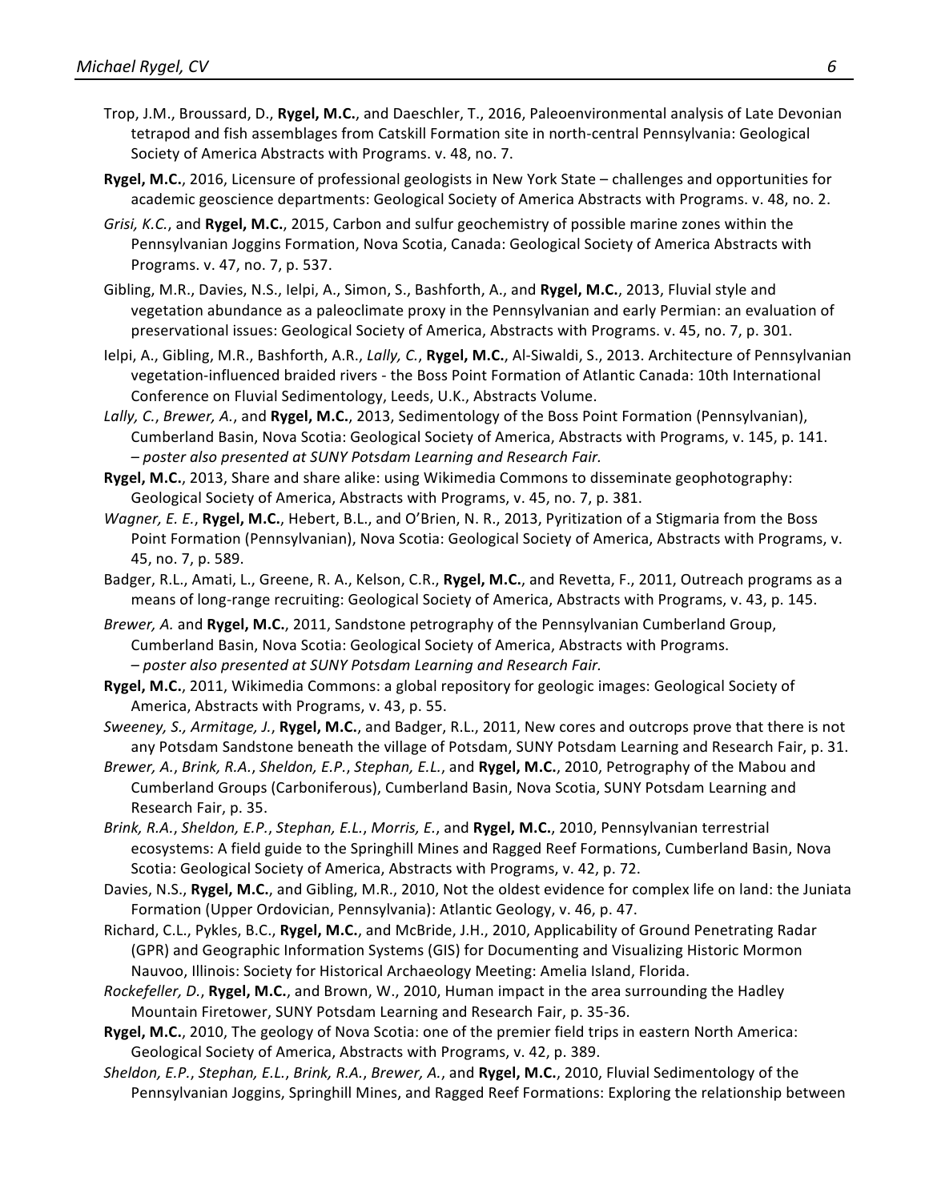Trop, J.M., Broussard, D., **Rygel, M.C.**, and Daeschler, T., 2016, Paleoenvironmental analysis of Late Devonian tetrapod and fish assemblages from Catskill Formation site in north-central Pennsylvania: Geological Society of America Abstracts with Programs. v. 48, no. 7.

**Rygel, M.C.**, 2016, Licensure of professional geologists in New York State – challenges and opportunities for academic geoscience departments: Geological Society of America Abstracts with Programs. v. 48, no. 2.

*Grisi, K.C.*, and **Rygel, M.C.**, 2015, Carbon and sulfur geochemistry of possible marine zones within the Pennsylvanian Joggins Formation, Nova Scotia, Canada: Geological Society of America Abstracts with Programs. v. 47, no. 7, p. 537.

Gibling, M.R., Davies, N.S., Ielpi, A., Simon, S., Bashforth, A., and **Rygel, M.C.**, 2013, Fluvial style and vegetation abundance as a paleoclimate proxy in the Pennsylvanian and early Permian: an evaluation of preservational issues: Geological Society of America, Abstracts with Programs. v. 45, no. 7, p. 301.

Ielpi, A., Gibling, M.R., Bashforth, A.R., *Lally, C.*, **Rygel, M.C.**, Al-Siwaldi, S., 2013. Architecture of Pennsylvanian vegetation-influenced braided rivers - the Boss Point Formation of Atlantic Canada: 10th International Conference on Fluvial Sedimentology, Leeds, U.K., Abstracts Volume.

*Lally, C.*, *Brewer, A.*, and **Rygel, M.C.**, 2013, Sedimentology of the Boss Point Formation (Pennsylvanian), Cumberland Basin, Nova Scotia: Geological Society of America, Abstracts with Programs, v. 145, p. 141. *– poster also presented at SUNY Potsdam Learning and Research Fair.*

**Rygel, M.C.**, 2013, Share and share alike: using Wikimedia Commons to disseminate geophotography: Geological Society of America, Abstracts with Programs, v. 45, no. 7, p. 381.

*Wagner, E. E.*, **Rygel, M.C.**, Hebert, B.L., and O'Brien, N. R., 2013, Pyritization of a Stigmaria from the Boss Point Formation (Pennsylvanian), Nova Scotia: Geological Society of America, Abstracts with Programs, v. 45, no. 7, p. 589.

Badger, R.L., Amati, L., Greene, R. A., Kelson, C.R., **Rygel, M.C.**, and Revetta, F., 2011, Outreach programs as a means of long-range recruiting: Geological Society of America, Abstracts with Programs, v. 43, p. 145.

*Brewer, A.* and **Rygel, M.C.**, 2011, Sandstone petrography of the Pennsylvanian Cumberland Group, Cumberland Basin, Nova Scotia: Geological Society of America, Abstracts with Programs. *– poster also presented at SUNY Potsdam Learning and Research Fair.*

**Rygel, M.C.**, 2011, Wikimedia Commons: a global repository for geologic images: Geological Society of America, Abstracts with Programs, v. 43, p. 55.

*Sweeney, S., Armitage, J.*, **Rygel, M.C.**, and Badger, R.L., 2011, New cores and outcrops prove that there is not any Potsdam Sandstone beneath the village of Potsdam, SUNY Potsdam Learning and Research Fair, p. 31.

*Brewer, A.*, *Brink, R.A.*, *Sheldon, E.P.*, *Stephan, E.L.*, and **Rygel, M.C.**, 2010, Petrography of the Mabou and Cumberland Groups (Carboniferous), Cumberland Basin, Nova Scotia, SUNY Potsdam Learning and Research Fair, p. 35.

*Brink, R.A.*, *Sheldon, E.P.*, *Stephan, E.L.*, *Morris, E.*, and **Rygel, M.C.**, 2010, Pennsylvanian terrestrial ecosystems: A field guide to the Springhill Mines and Ragged Reef Formations, Cumberland Basin, Nova Scotia: Geological Society of America, Abstracts with Programs, v. 42, p. 72.

Davies, N.S., **Rygel, M.C.**, and Gibling, M.R., 2010, Not the oldest evidence for complex life on land: the Juniata Formation (Upper Ordovician, Pennsylvania): Atlantic Geology, v. 46, p. 47.

Richard, C.L., Pykles, B.C., **Rygel, M.C.**, and McBride, J.H., 2010, Applicability of Ground Penetrating Radar (GPR) and Geographic Information Systems (GIS) for Documenting and Visualizing Historic Mormon Nauvoo, Illinois: Society for Historical Archaeology Meeting: Amelia Island, Florida.

*Rockefeller, D.*, **Rygel, M.C.**, and Brown, W., 2010, Human impact in the area surrounding the Hadley Mountain Firetower, SUNY Potsdam Learning and Research Fair, p. 35-36.

**Rygel, M.C.**, 2010, The geology of Nova Scotia: one of the premier field trips in eastern North America: Geological Society of America, Abstracts with Programs, v. 42, p. 389.

*Sheldon, E.P.*, *Stephan, E.L.*, *Brink, R.A.*, *Brewer, A.*, and **Rygel, M.C.**, 2010, Fluvial Sedimentology of the Pennsylvanian Joggins, Springhill Mines, and Ragged Reef Formations: Exploring the relationship between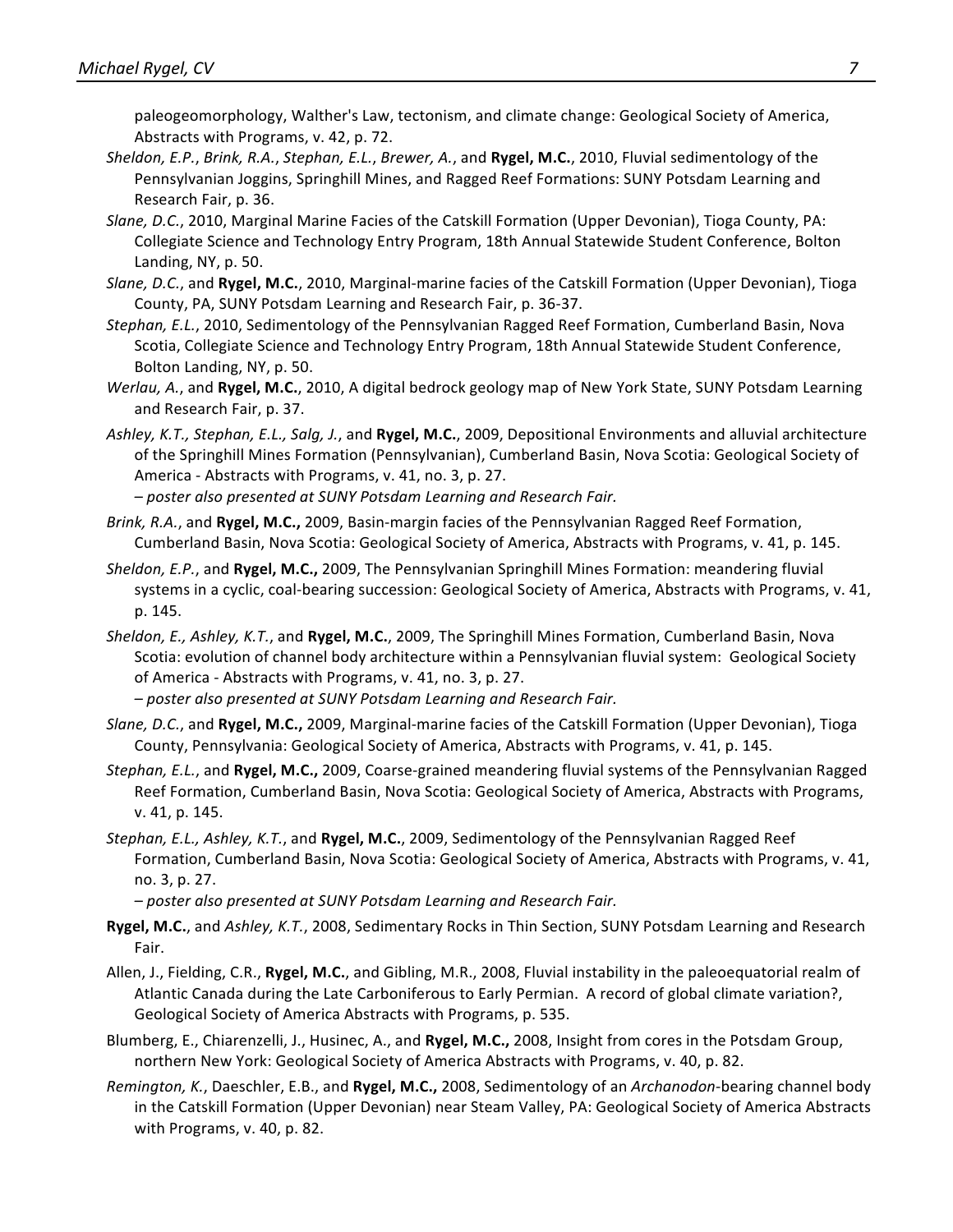paleogeomorphology, Walther's Law, tectonism, and climate change: Geological Society of America, Abstracts with Programs, v. 42, p. 72.

*Sheldon, E.P.*, *Brink, R.A.*, *Stephan, E.L.*, *Brewer, A.*, and **Rygel, M.C.**, 2010, Fluvial sedimentology of the Pennsylvanian Joggins, Springhill Mines, and Ragged Reef Formations: SUNY Potsdam Learning and Research Fair, p. 36.

*Slane, D.C.*, 2010, Marginal Marine Facies of the Catskill Formation (Upper Devonian), Tioga County, PA: Collegiate Science and Technology Entry Program, 18th Annual Statewide Student Conference, Bolton Landing, NY, p. 50.

*Slane, D.C.*, and **Rygel, M.C.**, 2010, Marginal-marine facies of the Catskill Formation (Upper Devonian), Tioga County, PA, SUNY Potsdam Learning and Research Fair, p. 36-37.

*Stephan, E.L.*, 2010, Sedimentology of the Pennsylvanian Ragged Reef Formation, Cumberland Basin, Nova Scotia, Collegiate Science and Technology Entry Program, 18th Annual Statewide Student Conference, Bolton Landing, NY, p. 50.

*Werlau, A.*, and **Rygel, M.C.**, 2010, A digital bedrock geology map of New York State, SUNY Potsdam Learning and Research Fair, p. 37.

*Ashley, K.T., Stephan, E.L., Salg, J.*, and **Rygel, M.C.**, 2009, Depositional Environments and alluvial architecture of the Springhill Mines Formation (Pennsylvanian), Cumberland Basin, Nova Scotia: Geological Society of America - Abstracts with Programs, v. 41, no. 3, p. 27.
*– poster also presented at SUNY Potsdam Learning and Research Fair.*

*Brink, R.A.*, and **Rygel, M.C.,** 2009, Basin-margin facies of the Pennsylvanian Ragged Reef Formation, Cumberland Basin, Nova Scotia: Geological Society of America, Abstracts with Programs, v. 41, p. 145.

*Sheldon, E.P.*, and **Rygel, M.C.,** 2009, The Pennsylvanian Springhill Mines Formation: meandering fluvial systems in a cyclic, coal-bearing succession: Geological Society of America, Abstracts with Programs, v. 41, p. 145.

*Sheldon, E., Ashley, K.T.*, and **Rygel, M.C.**, 2009, The Springhill Mines Formation, Cumberland Basin, Nova Scotia: evolution of channel body architecture within a Pennsylvanian fluvial system: Geological Society of America - Abstracts with Programs, v. 41, no. 3, p. 27.
*– poster also presented at SUNY Potsdam Learning and Research Fair.*

*Slane, D.C.*, and **Rygel, M.C.,** 2009, Marginal-marine facies of the Catskill Formation (Upper Devonian), Tioga County, Pennsylvania: Geological Society of America, Abstracts with Programs, v. 41, p. 145.

*Stephan, E.L.*, and **Rygel, M.C.,** 2009, Coarse-grained meandering fluvial systems of the Pennsylvanian Ragged Reef Formation, Cumberland Basin, Nova Scotia: Geological Society of America, Abstracts with Programs, v. 41, p. 145.

*Stephan, E.L., Ashley, K.T.*, and **Rygel, M.C.**, 2009, Sedimentology of the Pennsylvanian Ragged Reef Formation, Cumberland Basin, Nova Scotia: Geological Society of America, Abstracts with Programs, v. 41, no. 3, p. 27.
*– poster also presented at SUNY Potsdam Learning and Research Fair.*

**Rygel, M.C.**, and *Ashley, K.T.*, 2008, Sedimentary Rocks in Thin Section, SUNY Potsdam Learning and Research Fair.

Allen, J., Fielding, C.R., **Rygel, M.C.**, and Gibling, M.R., 2008, Fluvial instability in the paleoequatorial realm of Atlantic Canada during the Late Carboniferous to Early Permian. A record of global climate variation?, Geological Society of America Abstracts with Programs, p. 535.

Blumberg, E., Chiarenzelli, J., Husinec, A., and **Rygel, M.C.,** 2008, Insight from cores in the Potsdam Group, northern New York: Geological Society of America Abstracts with Programs, v. 40, p. 82.

*Remington, K.*, Daeschler, E.B., and **Rygel, M.C.,** 2008, Sedimentology of an *Archanodon*-bearing channel body in the Catskill Formation (Upper Devonian) near Steam Valley, PA: Geological Society of America Abstracts with Programs, v. 40, p. 82.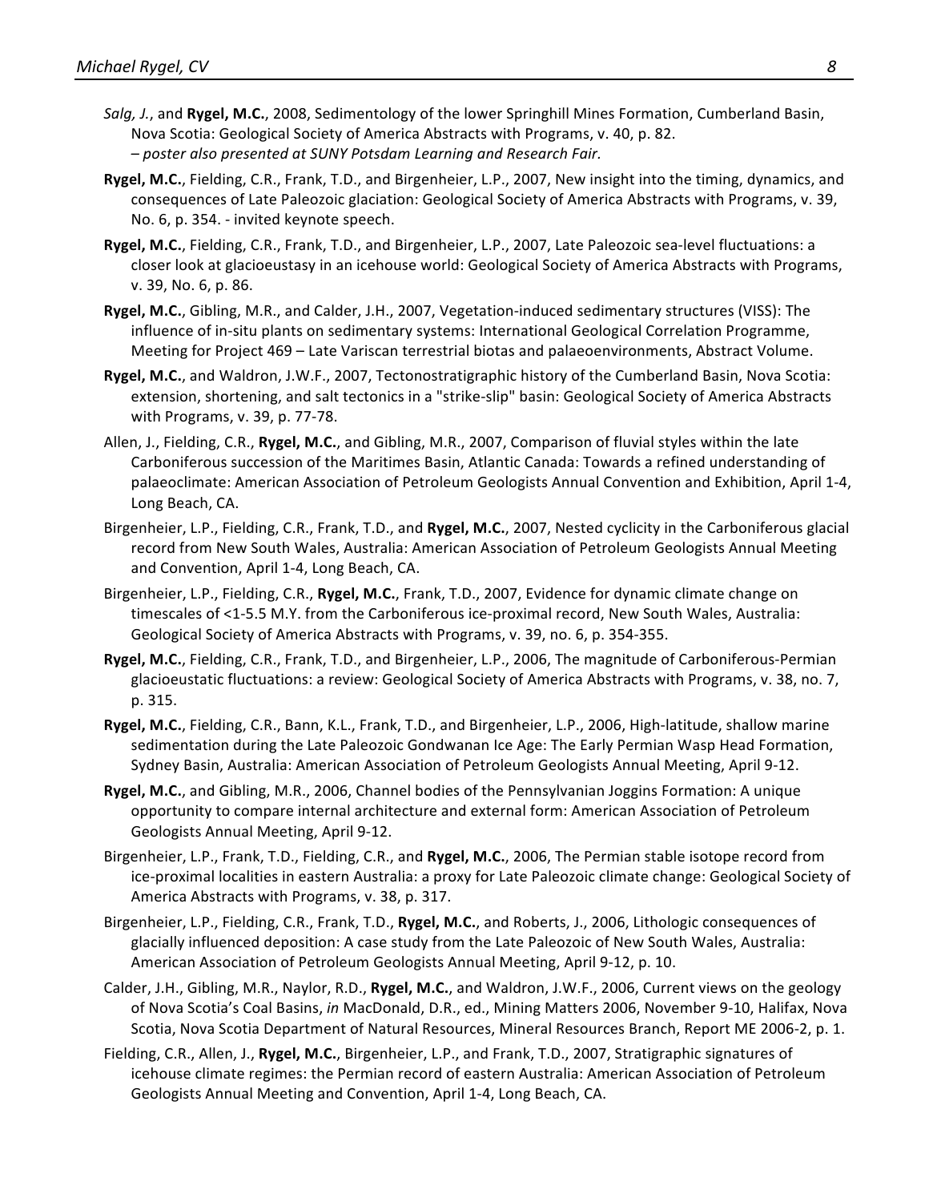*Salg, J.*, and **Rygel, M.C.**, 2008, Sedimentology of the lower Springhill Mines Formation, Cumberland Basin, Nova Scotia: Geological Society of America Abstracts with Programs, v. 40, p. 82.
*– poster also presented at SUNY Potsdam Learning and Research Fair.*

**Rygel, M.C.**, Fielding, C.R., Frank, T.D., and Birgenheier, L.P., 2007, New insight into the timing, dynamics, and consequences of Late Paleozoic glaciation: Geological Society of America Abstracts with Programs, v. 39, No. 6, p. 354. - invited keynote speech.

**Rygel, M.C.**, Fielding, C.R., Frank, T.D., and Birgenheier, L.P., 2007, Late Paleozoic sea-level fluctuations: a closer look at glacioeustasy in an icehouse world: Geological Society of America Abstracts with Programs, v. 39, No. 6, p. 86.

**Rygel, M.C.**, Gibling, M.R., and Calder, J.H., 2007, Vegetation-induced sedimentary structures (VISS): The influence of in-situ plants on sedimentary systems: International Geological Correlation Programme, Meeting for Project 469 – Late Variscan terrestrial biotas and palaeoenvironments, Abstract Volume.

**Rygel, M.C.**, and Waldron, J.W.F., 2007, Tectonostratigraphic history of the Cumberland Basin, Nova Scotia: extension, shortening, and salt tectonics in a "strike-slip" basin: Geological Society of America Abstracts with Programs, v. 39, p. 77-78.

Allen, J., Fielding, C.R., **Rygel, M.C.**, and Gibling, M.R., 2007, Comparison of fluvial styles within the late Carboniferous succession of the Maritimes Basin, Atlantic Canada: Towards a refined understanding of palaeoclimate: American Association of Petroleum Geologists Annual Convention and Exhibition, April 1-4, Long Beach, CA.

Birgenheier, L.P., Fielding, C.R., Frank, T.D., and **Rygel, M.C.**, 2007, Nested cyclicity in the Carboniferous glacial record from New South Wales, Australia: American Association of Petroleum Geologists Annual Meeting and Convention, April 1-4, Long Beach, CA.

Birgenheier, L.P., Fielding, C.R., **Rygel, M.C.**, Frank, T.D., 2007, Evidence for dynamic climate change on timescales of <1-5.5 M.Y. from the Carboniferous ice-proximal record, New South Wales, Australia: Geological Society of America Abstracts with Programs, v. 39, no. 6, p. 354-355.

**Rygel, M.C.**, Fielding, C.R., Frank, T.D., and Birgenheier, L.P., 2006, The magnitude of Carboniferous-Permian glacioeustatic fluctuations: a review: Geological Society of America Abstracts with Programs, v. 38, no. 7, p. 315.

**Rygel, M.C.**, Fielding, C.R., Bann, K.L., Frank, T.D., and Birgenheier, L.P., 2006, High-latitude, shallow marine sedimentation during the Late Paleozoic Gondwanan Ice Age: The Early Permian Wasp Head Formation, Sydney Basin, Australia: American Association of Petroleum Geologists Annual Meeting, April 9-12.

**Rygel, M.C.**, and Gibling, M.R., 2006, Channel bodies of the Pennsylvanian Joggins Formation: A unique opportunity to compare internal architecture and external form: American Association of Petroleum Geologists Annual Meeting, April 9-12.

Birgenheier, L.P., Frank, T.D., Fielding, C.R., and **Rygel, M.C.**, 2006, The Permian stable isotope record from ice-proximal localities in eastern Australia: a proxy for Late Paleozoic climate change: Geological Society of America Abstracts with Programs, v. 38, p. 317.

Birgenheier, L.P., Fielding, C.R., Frank, T.D., **Rygel, M.C.**, and Roberts, J., 2006, Lithologic consequences of glacially influenced deposition: A case study from the Late Paleozoic of New South Wales, Australia: American Association of Petroleum Geologists Annual Meeting, April 9-12, p. 10.

Calder, J.H., Gibling, M.R., Naylor, R.D., **Rygel, M.C.**, and Waldron, J.W.F., 2006, Current views on the geology of Nova Scotia's Coal Basins, *in* MacDonald, D.R., ed., Mining Matters 2006, November 9-10, Halifax, Nova Scotia, Nova Scotia Department of Natural Resources, Mineral Resources Branch, Report ME 2006-2, p. 1.

Fielding, C.R., Allen, J., **Rygel, M.C.**, Birgenheier, L.P., and Frank, T.D., 2007, Stratigraphic signatures of icehouse climate regimes: the Permian record of eastern Australia: American Association of Petroleum Geologists Annual Meeting and Convention, April 1-4, Long Beach, CA.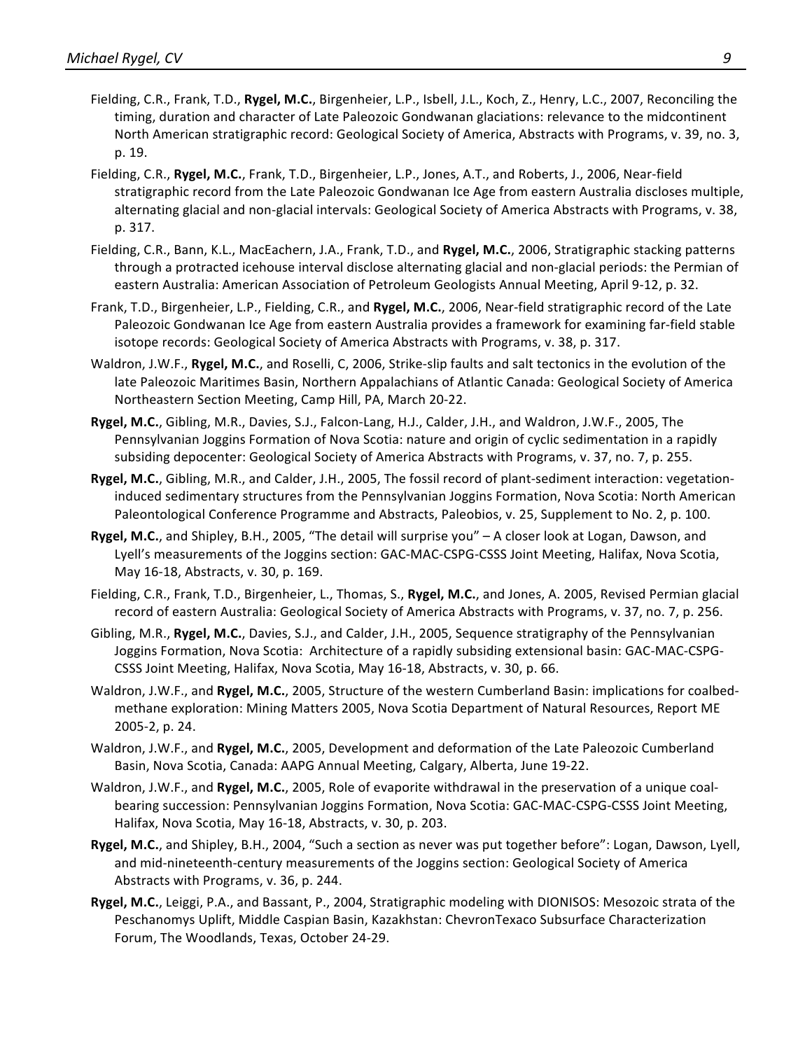Fielding, C.R., Frank, T.D., **Rygel, M.C.**, Birgenheier, L.P., Isbell, J.L., Koch, Z., Henry, L.C., 2007, Reconciling the timing, duration and character of Late Paleozoic Gondwanan glaciations: relevance to the midcontinent North American stratigraphic record: Geological Society of America, Abstracts with Programs, v. 39, no. 3, p. 19.

Fielding, C.R., **Rygel, M.C.**, Frank, T.D., Birgenheier, L.P., Jones, A.T., and Roberts, J., 2006, Near-field stratigraphic record from the Late Paleozoic Gondwanan Ice Age from eastern Australia discloses multiple, alternating glacial and non-glacial intervals: Geological Society of America Abstracts with Programs, v. 38, p. 317.

Fielding, C.R., Bann, K.L., MacEachern, J.A., Frank, T.D., and **Rygel, M.C.**, 2006, Stratigraphic stacking patterns through a protracted icehouse interval disclose alternating glacial and non-glacial periods: the Permian of eastern Australia: American Association of Petroleum Geologists Annual Meeting, April 9-12, p. 32.

Frank, T.D., Birgenheier, L.P., Fielding, C.R., and **Rygel, M.C.**, 2006, Near-field stratigraphic record of the Late Paleozoic Gondwanan Ice Age from eastern Australia provides a framework for examining far-field stable isotope records: Geological Society of America Abstracts with Programs, v. 38, p. 317.

Waldron, J.W.F., **Rygel, M.C.**, and Roselli, C, 2006, Strike-slip faults and salt tectonics in the evolution of the late Paleozoic Maritimes Basin, Northern Appalachians of Atlantic Canada: Geological Society of America Northeastern Section Meeting, Camp Hill, PA, March 20-22.

**Rygel, M.C.**, Gibling, M.R., Davies, S.J., Falcon-Lang, H.J., Calder, J.H., and Waldron, J.W.F., 2005, The Pennsylvanian Joggins Formation of Nova Scotia: nature and origin of cyclic sedimentation in a rapidly subsiding depocenter: Geological Society of America Abstracts with Programs, v. 37, no. 7, p. 255.

**Rygel, M.C.**, Gibling, M.R., and Calder, J.H., 2005, The fossil record of plant-sediment interaction: vegetation-induced sedimentary structures from the Pennsylvanian Joggins Formation, Nova Scotia: North American Paleontological Conference Programme and Abstracts, Paleobios, v. 25, Supplement to No. 2, p. 100.

**Rygel, M.C.**, and Shipley, B.H., 2005, "The detail will surprise you" – A closer look at Logan, Dawson, and Lyell's measurements of the Joggins section: GAC-MAC-CSPG-CSSS Joint Meeting, Halifax, Nova Scotia, May 16-18, Abstracts, v. 30, p. 169.

Fielding, C.R., Frank, T.D., Birgenheier, L., Thomas, S., **Rygel, M.C.**, and Jones, A. 2005, Revised Permian glacial record of eastern Australia: Geological Society of America Abstracts with Programs, v. 37, no. 7, p. 256.

Gibling, M.R., **Rygel, M.C.**, Davies, S.J., and Calder, J.H., 2005, Sequence stratigraphy of the Pennsylvanian Joggins Formation, Nova Scotia: Architecture of a rapidly subsiding extensional basin: GAC-MAC-CSPG-CSSS Joint Meeting, Halifax, Nova Scotia, May 16-18, Abstracts, v. 30, p. 66.

Waldron, J.W.F., and **Rygel, M.C.**, 2005, Structure of the western Cumberland Basin: implications for coalbed-methane exploration: Mining Matters 2005, Nova Scotia Department of Natural Resources, Report ME 2005-2, p. 24.

Waldron, J.W.F., and **Rygel, M.C.**, 2005, Development and deformation of the Late Paleozoic Cumberland Basin, Nova Scotia, Canada: AAPG Annual Meeting, Calgary, Alberta, June 19-22.

Waldron, J.W.F., and **Rygel, M.C.**, 2005, Role of evaporite withdrawal in the preservation of a unique coal-bearing succession: Pennsylvanian Joggins Formation, Nova Scotia: GAC-MAC-CSPG-CSSS Joint Meeting, Halifax, Nova Scotia, May 16-18, Abstracts, v. 30, p. 203.

**Rygel, M.C.**, and Shipley, B.H., 2004, "Such a section as never was put together before": Logan, Dawson, Lyell, and mid-nineteenth-century measurements of the Joggins section: Geological Society of America Abstracts with Programs, v. 36, p. 244.

**Rygel, M.C.**, Leiggi, P.A., and Bassant, P., 2004, Stratigraphic modeling with DIONISOS: Mesozoic strata of the Peschanomys Uplift, Middle Caspian Basin, Kazakhstan: ChevronTexaco Subsurface Characterization Forum, The Woodlands, Texas, October 24-29.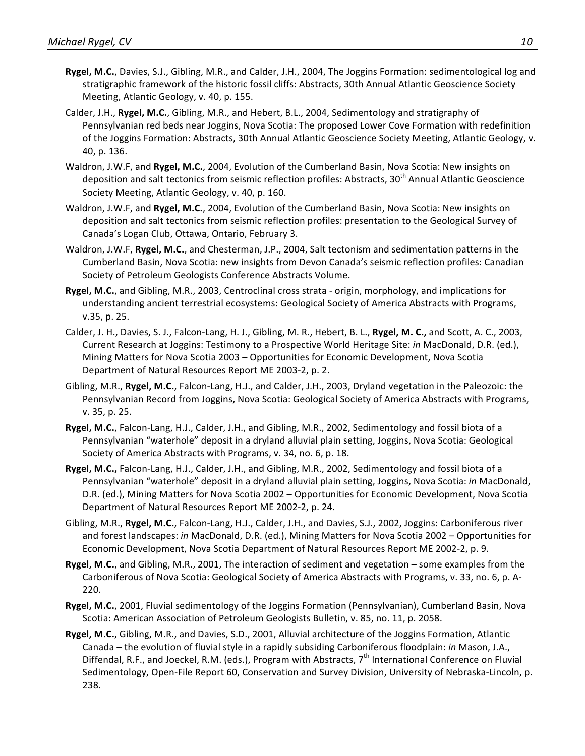**Rygel, M.C.**, Davies, S.J., Gibling, M.R., and Calder, J.H., 2004, The Joggins Formation: sedimentological log and stratigraphic framework of the historic fossil cliffs: Abstracts, 30th Annual Atlantic Geoscience Society Meeting, Atlantic Geology, v. 40, p. 155.

Calder, J.H., **Rygel, M.C.**, Gibling, M.R., and Hebert, B.L., 2004, Sedimentology and stratigraphy of Pennsylvanian red beds near Joggins, Nova Scotia: The proposed Lower Cove Formation with redefinition of the Joggins Formation: Abstracts, 30th Annual Atlantic Geoscience Society Meeting, Atlantic Geology, v. 40, p. 136.

Waldron, J.W.F, and **Rygel, M.C.**, 2004, Evolution of the Cumberland Basin, Nova Scotia: New insights on deposition and salt tectonics from seismic reflection profiles: Abstracts, 30th Annual Atlantic Geoscience Society Meeting, Atlantic Geology, v. 40, p. 160.

Waldron, J.W.F, and **Rygel, M.C.**, 2004, Evolution of the Cumberland Basin, Nova Scotia: New insights on deposition and salt tectonics from seismic reflection profiles: presentation to the Geological Survey of Canada's Logan Club, Ottawa, Ontario, February 3.

Waldron, J.W.F, **Rygel, M.C.**, and Chesterman, J.P., 2004, Salt tectonism and sedimentation patterns in the Cumberland Basin, Nova Scotia: new insights from Devon Canada's seismic reflection profiles: Canadian Society of Petroleum Geologists Conference Abstracts Volume.

**Rygel, M.C.**, and Gibling, M.R., 2003, Centroclinal cross strata - origin, morphology, and implications for understanding ancient terrestrial ecosystems: Geological Society of America Abstracts with Programs, v.35, p. 25.

Calder, J. H., Davies, S. J., Falcon-Lang, H. J., Gibling, M. R., Hebert, B. L., **Rygel, M. C.,** and Scott, A. C., 2003, Current Research at Joggins: Testimony to a Prospective World Heritage Site: *in* MacDonald, D.R. (ed.), Mining Matters for Nova Scotia 2003 – Opportunities for Economic Development, Nova Scotia Department of Natural Resources Report ME 2003-2, p. 2.

Gibling, M.R., **Rygel, M.C.**, Falcon-Lang, H.J., and Calder, J.H., 2003, Dryland vegetation in the Paleozoic: the Pennsylvanian Record from Joggins, Nova Scotia: Geological Society of America Abstracts with Programs, v. 35, p. 25.

**Rygel, M.C.**, Falcon-Lang, H.J., Calder, J.H., and Gibling, M.R., 2002, Sedimentology and fossil biota of a Pennsylvanian "waterhole" deposit in a dryland alluvial plain setting, Joggins, Nova Scotia: Geological Society of America Abstracts with Programs, v. 34, no. 6, p. 18.

**Rygel, M.C.,** Falcon-Lang, H.J., Calder, J.H., and Gibling, M.R., 2002, Sedimentology and fossil biota of a Pennsylvanian "waterhole" deposit in a dryland alluvial plain setting, Joggins, Nova Scotia: *in* MacDonald, D.R. (ed.), Mining Matters for Nova Scotia 2002 – Opportunities for Economic Development, Nova Scotia Department of Natural Resources Report ME 2002-2, p. 24.

Gibling, M.R., **Rygel, M.C.**, Falcon-Lang, H.J., Calder, J.H., and Davies, S.J., 2002, Joggins: Carboniferous river and forest landscapes: *in* MacDonald, D.R. (ed.), Mining Matters for Nova Scotia 2002 – Opportunities for Economic Development, Nova Scotia Department of Natural Resources Report ME 2002-2, p. 9.

**Rygel, M.C.**, and Gibling, M.R., 2001, The interaction of sediment and vegetation – some examples from the Carboniferous of Nova Scotia: Geological Society of America Abstracts with Programs, v. 33, no. 6, p. A-220.

**Rygel, M.C.**, 2001, Fluvial sedimentology of the Joggins Formation (Pennsylvanian), Cumberland Basin, Nova Scotia: American Association of Petroleum Geologists Bulletin, v. 85, no. 11, p. 2058.

**Rygel, M.C.**, Gibling, M.R., and Davies, S.D., 2001, Alluvial architecture of the Joggins Formation, Atlantic Canada – the evolution of fluvial style in a rapidly subsiding Carboniferous floodplain: *in* Mason, J.A., Diffendal, R.F., and Joeckel, R.M. (eds.), Program with Abstracts, 7th International Conference on Fluvial Sedimentology, Open-File Report 60, Conservation and Survey Division, University of Nebraska-Lincoln, p. 238.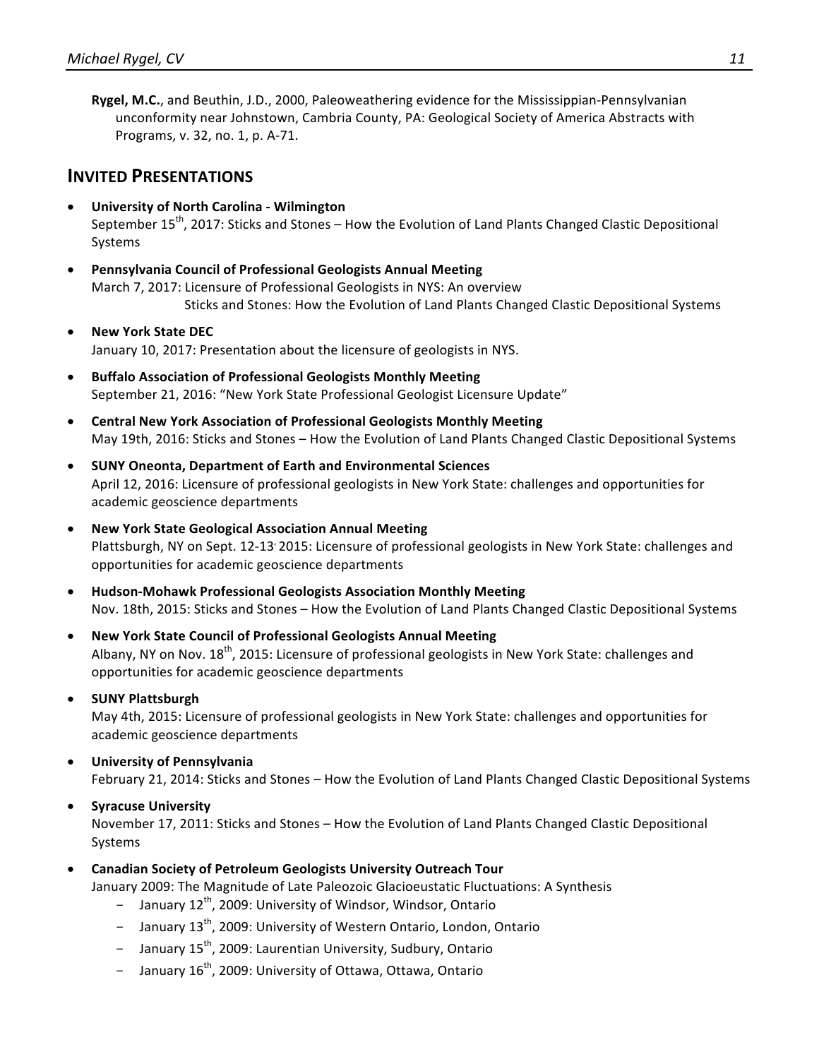**Rygel, M.C.**, and Beuthin, J.D., 2000, Paleoweathering evidence for the Mississippian-Pennsylvanian unconformity near Johnstown, Cambria County, PA: Geological Society of America Abstracts with Programs, v. 32, no. 1, p. A-71.

## INVITED PRESENTATIONS

- **University of North Carolina - Wilmington**
  September 15th, 2017: Sticks and Stones – How the Evolution of Land Plants Changed Clastic Depositional Systems
- **Pennsylvania Council of Professional Geologists Annual Meeting**
  March 7, 2017: Licensure of Professional Geologists in NYS: An overview
  Sticks and Stones: How the Evolution of Land Plants Changed Clastic Depositional Systems
- **New York State DEC**
  January 10, 2017: Presentation about the licensure of geologists in NYS.
- **Buffalo Association of Professional Geologists Monthly Meeting**
  September 21, 2016: "New York State Professional Geologist Licensure Update"
- **Central New York Association of Professional Geologists Monthly Meeting**
  May 19th, 2016: Sticks and Stones – How the Evolution of Land Plants Changed Clastic Depositional Systems
- **SUNY Oneonta, Department of Earth and Environmental Sciences**
  April 12, 2016: Licensure of professional geologists in New York State: challenges and opportunities for academic geoscience departments
- **New York State Geological Association Annual Meeting**
  Plattsburgh, NY on Sept. 12-13' 2015: Licensure of professional geologists in New York State: challenges and opportunities for academic geoscience departments
- **Hudson-Mohawk Professional Geologists Association Monthly Meeting**
  Nov. 18th, 2015: Sticks and Stones – How the Evolution of Land Plants Changed Clastic Depositional Systems
- **New York State Council of Professional Geologists Annual Meeting**
  Albany, NY on Nov. 18th, 2015: Licensure of professional geologists in New York State: challenges and opportunities for academic geoscience departments
- **SUNY Plattsburgh**
  May 4th, 2015: Licensure of professional geologists in New York State: challenges and opportunities for academic geoscience departments
- **University of Pennsylvania**
  February 21, 2014: Sticks and Stones – How the Evolution of Land Plants Changed Clastic Depositional Systems
- **Syracuse University**
  November 17, 2011: Sticks and Stones – How the Evolution of Land Plants Changed Clastic Depositional Systems
- **Canadian Society of Petroleum Geologists University Outreach Tour**
  January 2009: The Magnitude of Late Paleozoic Glacioeustatic Fluctuations: A Synthesis
  - January 12th, 2009: University of Windsor, Windsor, Ontario
  - January 13th, 2009: University of Western Ontario, London, Ontario
  - January 15th, 2009: Laurentian University, Sudbury, Ontario
  - January 16th, 2009: University of Ottawa, Ottawa, Ontario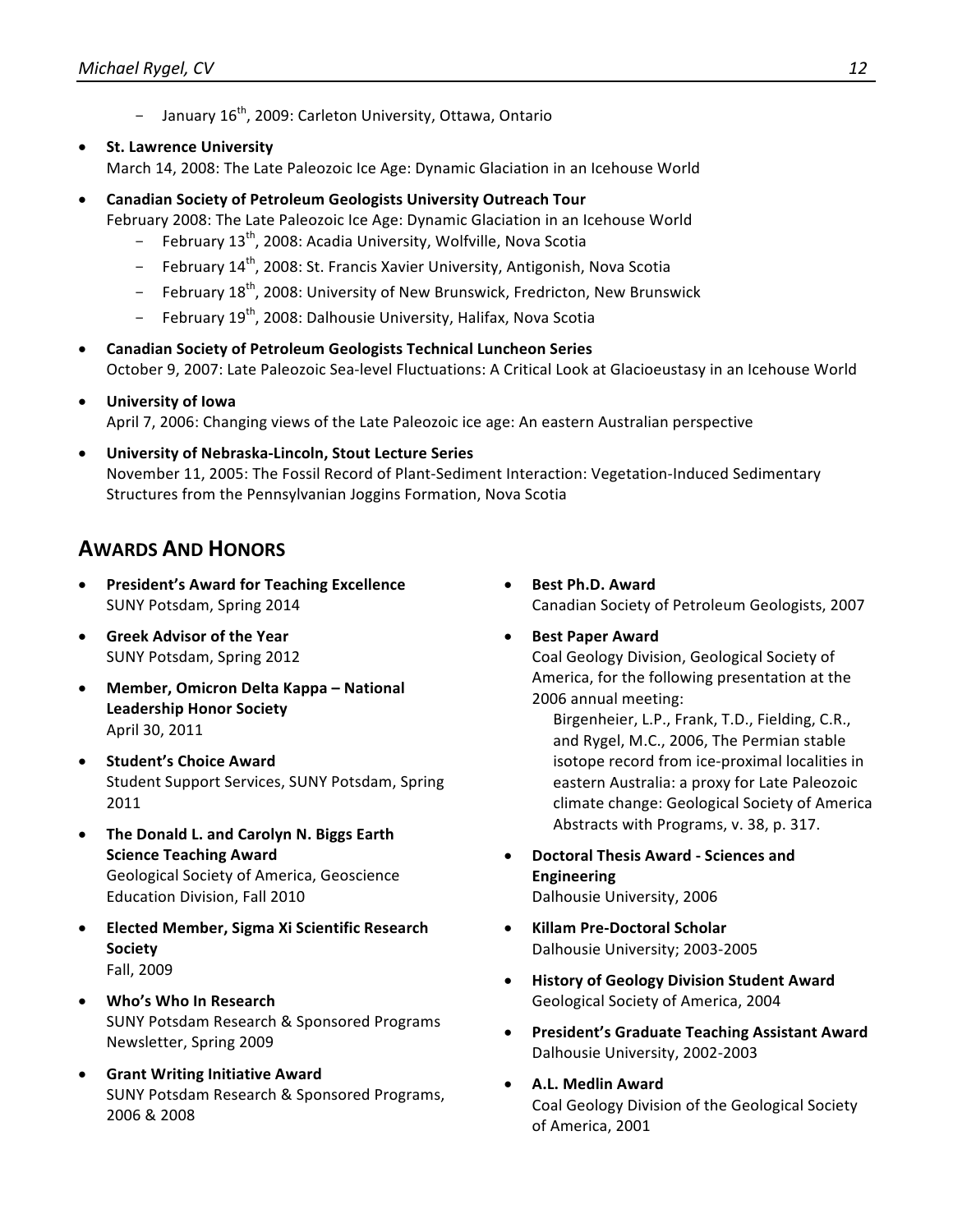- January 16th, 2009: Carleton University, Ottawa, Ontario

- **St. Lawrence University**
  March 14, 2008: The Late Paleozoic Ice Age: Dynamic Glaciation in an Icehouse World

- **Canadian Society of Petroleum Geologists University Outreach Tour**
  February 2008: The Late Paleozoic Ice Age: Dynamic Glaciation in an Icehouse World
  - February 13th, 2008: Acadia University, Wolfville, Nova Scotia
  - February 14th, 2008: St. Francis Xavier University, Antigonish, Nova Scotia
  - February 18th, 2008: University of New Brunswick, Fredricton, New Brunswick
  - February 19th, 2008: Dalhousie University, Halifax, Nova Scotia

- **Canadian Society of Petroleum Geologists Technical Luncheon Series**
  October 9, 2007: Late Paleozoic Sea-level Fluctuations: A Critical Look at Glacioeustasy in an Icehouse World

- **University of Iowa**
  April 7, 2006: Changing views of the Late Paleozoic ice age: An eastern Australian perspective

- **University of Nebraska-Lincoln, Stout Lecture Series**
  November 11, 2005: The Fossil Record of Plant-Sediment Interaction: Vegetation-Induced Sedimentary Structures from the Pennsylvanian Joggins Formation, Nova Scotia

## AWARDS AND HONORS

- **President's Award for Teaching Excellence**
  SUNY Potsdam, Spring 2014

- **Greek Advisor of the Year**
  SUNY Potsdam, Spring 2012

- **Member, Omicron Delta Kappa – National Leadership Honor Society**
  April 30, 2011

- **Student's Choice Award**
  Student Support Services, SUNY Potsdam, Spring 2011

- **The Donald L. and Carolyn N. Biggs Earth Science Teaching Award**
  Geological Society of America, Geoscience Education Division, Fall 2010

- **Elected Member, Sigma Xi Scientific Research Society**
  Fall, 2009

- **Who's Who In Research**
  SUNY Potsdam Research & Sponsored Programs Newsletter, Spring 2009

- **Grant Writing Initiative Award**
  SUNY Potsdam Research & Sponsored Programs, 2006 & 2008

- **Best Ph.D. Award**
  Canadian Society of Petroleum Geologists, 2007

- **Best Paper Award**
  Coal Geology Division, Geological Society of America, for the following presentation at the 2006 annual meeting:
  Birgenheier, L.P., Frank, T.D., Fielding, C.R., and Rygel, M.C., 2006, The Permian stable isotope record from ice-proximal localities in eastern Australia: a proxy for Late Paleozoic climate change: Geological Society of America Abstracts with Programs, v. 38, p. 317.

- **Doctoral Thesis Award - Sciences and Engineering**
  Dalhousie University, 2006

- **Killam Pre-Doctoral Scholar**
  Dalhousie University; 2003-2005

- **History of Geology Division Student Award**
  Geological Society of America, 2004

- **President's Graduate Teaching Assistant Award**
  Dalhousie University, 2002-2003

- **A.L. Medlin Award**
  Coal Geology Division of the Geological Society of America, 2001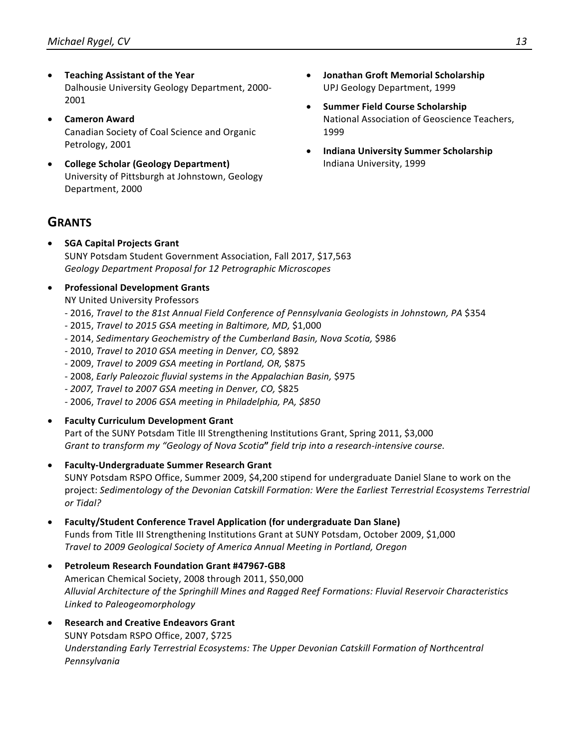- **Teaching Assistant of the Year**
  Dalhousie University Geology Department, 2000-2001
- **Cameron Award**
  Canadian Society of Coal Science and Organic Petrology, 2001
- **College Scholar (Geology Department)**
  University of Pittsburgh at Johnstown, Geology Department, 2000
- **Jonathan Groft Memorial Scholarship**
  UPJ Geology Department, 1999
- **Summer Field Course Scholarship**
  National Association of Geoscience Teachers, 1999
- **Indiana University Summer Scholarship**
  Indiana University, 1999

## GRANTS

- **SGA Capital Projects Grant**
  SUNY Potsdam Student Government Association, Fall 2017, $17,563
  *Geology Department Proposal for 12 Petrographic Microscopes*
- **Professional Development Grants**
  NY United University Professors
  - 2016, *Travel to the 81st Annual Field Conference of Pennsylvania Geologists in Johnstown, PA* $354
  - 2015, *Travel to 2015 GSA meeting in Baltimore, MD,* $1,000
  - 2014, *Sedimentary Geochemistry of the Cumberland Basin, Nova Scotia,* $986
  - 2010, *Travel to 2010 GSA meeting in Denver, CO,* $892
  - 2009, *Travel to 2009 GSA meeting in Portland, OR,* $875
  - 2008, *Early Paleozoic fluvial systems in the Appalachian Basin,* $975
  - *2007, Travel to 2007 GSA meeting in Denver, CO,* $825
  - 2006, *Travel to 2006 GSA meeting in Philadelphia, PA, $850*
- **Faculty Curriculum Development Grant**
  Part of the SUNY Potsdam Title III Strengthening Institutions Grant, Spring 2011, $3,000
  *Grant to transform my "Geology of Nova Scotia"* ***"*** *field trip into a research-intensive course.*
- **Faculty-Undergraduate Summer Research Grant**
  SUNY Potsdam RSPO Office, Summer 2009, $4,200 stipend for undergraduate Daniel Slane to work on the project: *Sedimentology of the Devonian Catskill Formation: Were the Earliest Terrestrial Ecosystems Terrestrial or Tidal?*
- **Faculty/Student Conference Travel Application (for undergraduate Dan Slane)**
  Funds from Title III Strengthening Institutions Grant at SUNY Potsdam, October 2009, $1,000
  *Travel to 2009 Geological Society of America Annual Meeting in Portland, Oregon*
- **Petroleum Research Foundation Grant #47967-GB8**
  American Chemical Society, 2008 through 2011, $50,000
  *Alluvial Architecture of the Springhill Mines and Ragged Reef Formations: Fluvial Reservoir Characteristics Linked to Paleogeomorphology*
- **Research and Creative Endeavors Grant**
  SUNY Potsdam RSPO Office, 2007, $725
  *Understanding Early Terrestrial Ecosystems: The Upper Devonian Catskill Formation of Northcentral Pennsylvania*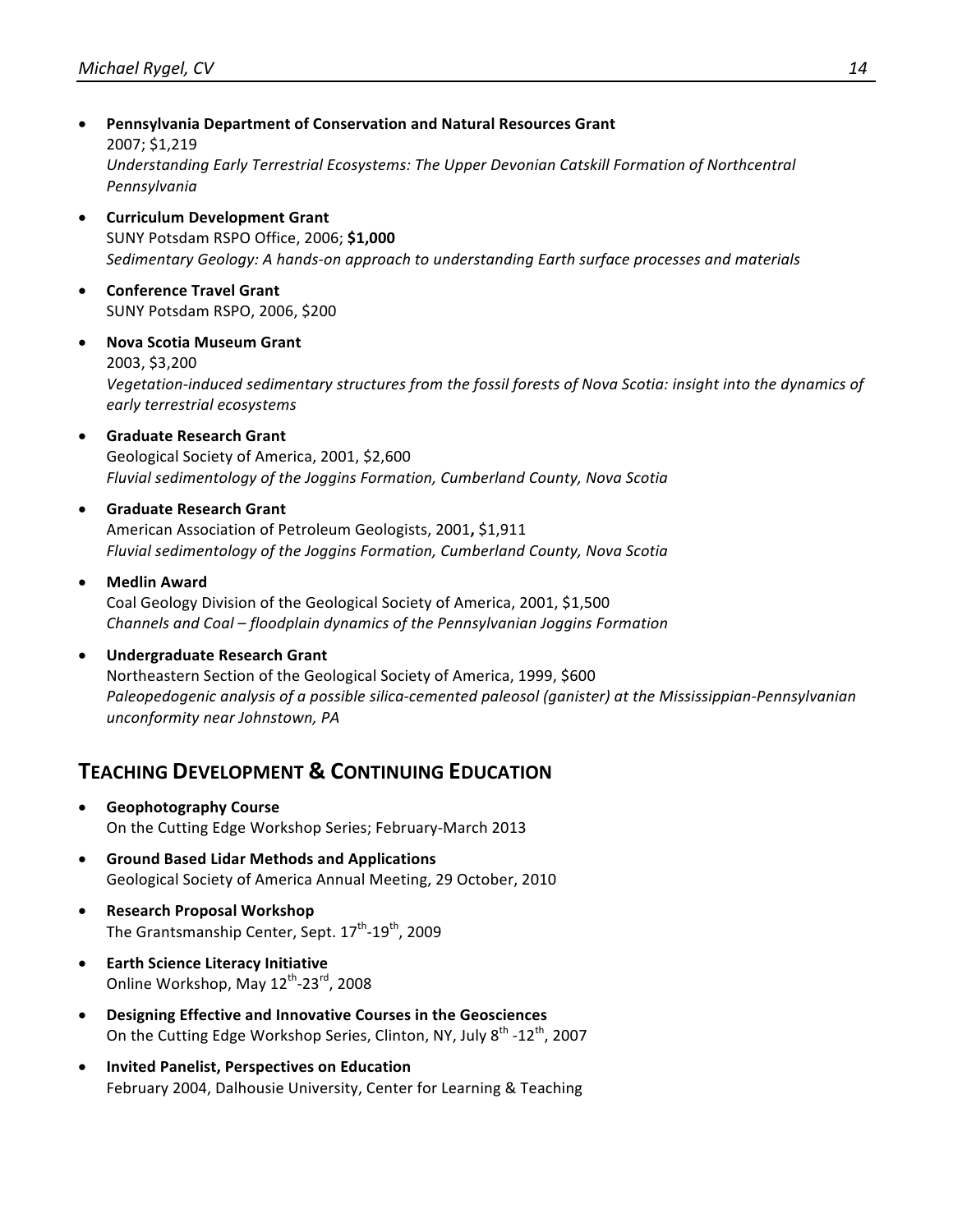- **Pennsylvania Department of Conservation and Natural Resources Grant**
  2007; $1,219
  *Understanding Early Terrestrial Ecosystems: The Upper Devonian Catskill Formation of Northcentral Pennsylvania*

- **Curriculum Development Grant**
  SUNY Potsdam RSPO Office, 2006; **$1,000**
  *Sedimentary Geology: A hands-on approach to understanding Earth surface processes and materials*

- **Conference Travel Grant**
  SUNY Potsdam RSPO, 2006, $200

- **Nova Scotia Museum Grant**
  2003, $3,200
  *Vegetation-induced sedimentary structures from the fossil forests of Nova Scotia: insight into the dynamics of early terrestrial ecosystems*

- **Graduate Research Grant**
  Geological Society of America, 2001, $2,600
  *Fluvial sedimentology of the Joggins Formation, Cumberland County, Nova Scotia*

- **Graduate Research Grant**
  American Association of Petroleum Geologists, 2001**,** $1,911
  *Fluvial sedimentology of the Joggins Formation, Cumberland County, Nova Scotia*

- **Medlin Award**
  Coal Geology Division of the Geological Society of America, 2001, $1,500
  *Channels and Coal – floodplain dynamics of the Pennsylvanian Joggins Formation*

- **Undergraduate Research Grant**
  Northeastern Section of the Geological Society of America, 1999, $600
  *Paleopedogenic analysis of a possible silica-cemented paleosol (ganister) at the Mississippian-Pennsylvanian unconformity near Johnstown, PA*

## TEACHING DEVELOPMENT & CONTINUING EDUCATION

- **Geophotography Course**
  On the Cutting Edge Workshop Series; February-March 2013

- **Ground Based Lidar Methods and Applications**
  Geological Society of America Annual Meeting, 29 October, 2010

- **Research Proposal Workshop**
  The Grantsmanship Center, Sept. 17th-19th, 2009

- **Earth Science Literacy Initiative**
  Online Workshop, May 12th-23rd, 2008

- **Designing Effective and Innovative Courses in the Geosciences**
  On the Cutting Edge Workshop Series, Clinton, NY, July 8th -12th, 2007

- **Invited Panelist, Perspectives on Education**
  February 2004, Dalhousie University, Center for Learning & Teaching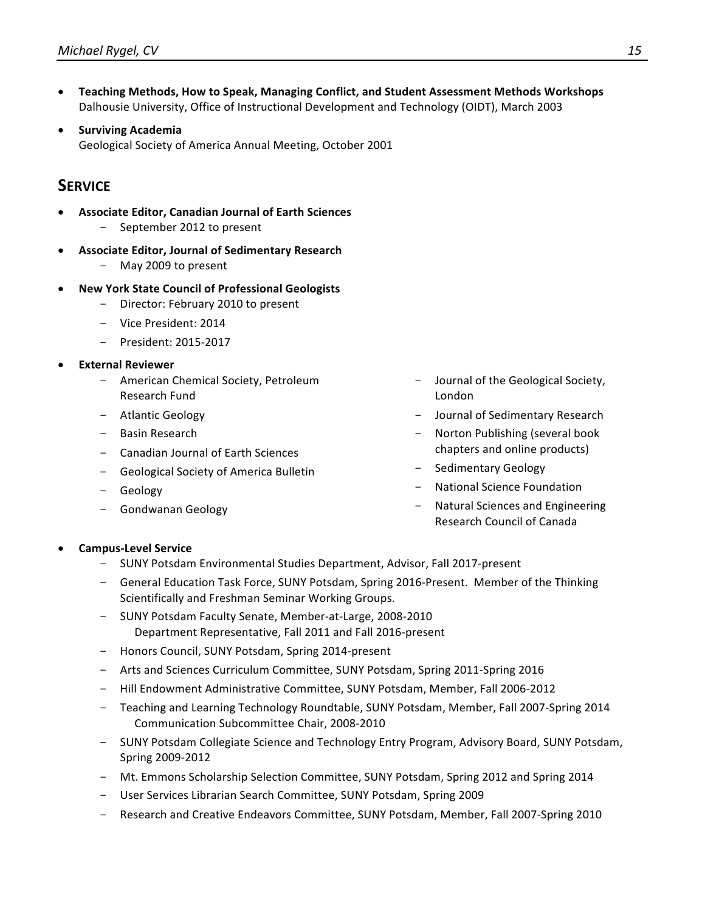- **Teaching Methods, How to Speak, Managing Conflict, and Student Assessment Methods Workshops**
  Dalhousie University, Office of Instructional Development and Technology (OIDT), March 2003

- **Surviving Academia**
  Geological Society of America Annual Meeting, October 2001

## SERVICE

- **Associate Editor, Canadian Journal of Earth Sciences**
  - September 2012 to present
- **Associate Editor, Journal of Sedimentary Research**
  - May 2009 to present
- **New York State Council of Professional Geologists**
  - Director: February 2010 to present
  - Vice President: 2014
  - President: 2015-2017
- **External Reviewer**
  - American Chemical Society, Petroleum Research Fund
  - Atlantic Geology
  - Basin Research
  - Canadian Journal of Earth Sciences
  - Geological Society of America Bulletin
  - Geology
  - Gondwanan Geology
  - Journal of the Geological Society, London
  - Journal of Sedimentary Research
  - Norton Publishing (several book chapters and online products)
  - Sedimentary Geology
  - National Science Foundation
  - Natural Sciences and Engineering Research Council of Canada
- **Campus-Level Service**
  - SUNY Potsdam Environmental Studies Department, Advisor, Fall 2017-present
  - General Education Task Force, SUNY Potsdam, Spring 2016-Present. Member of the Thinking Scientifically and Freshman Seminar Working Groups.
  - SUNY Potsdam Faculty Senate, Member-at-Large, 2008-2010
    Department Representative, Fall 2011 and Fall 2016-present
  - Honors Council, SUNY Potsdam, Spring 2014-present
  - Arts and Sciences Curriculum Committee, SUNY Potsdam, Spring 2011-Spring 2016
  - Hill Endowment Administrative Committee, SUNY Potsdam, Member, Fall 2006-2012
  - Teaching and Learning Technology Roundtable, SUNY Potsdam, Member, Fall 2007-Spring 2014
    Communication Subcommittee Chair, 2008-2010
  - SUNY Potsdam Collegiate Science and Technology Entry Program, Advisory Board, SUNY Potsdam, Spring 2009-2012
  - Mt. Emmons Scholarship Selection Committee, SUNY Potsdam, Spring 2012 and Spring 2014
  - User Services Librarian Search Committee, SUNY Potsdam, Spring 2009
  - Research and Creative Endeavors Committee, SUNY Potsdam, Member, Fall 2007-Spring 2010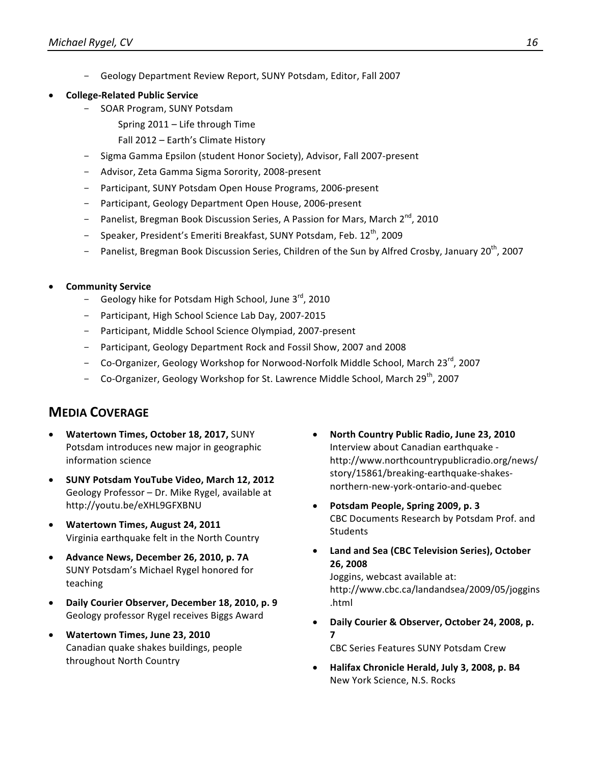- Geology Department Review Report, SUNY Potsdam, Editor, Fall 2007

- **College-Related Public Service**
  - SOAR Program, SUNY Potsdam
    
    Spring 2011 – Life through Time
    
    Fall 2012 – Earth's Climate History
  - Sigma Gamma Epsilon (student Honor Society), Advisor, Fall 2007-present
  - Advisor, Zeta Gamma Sigma Sorority, 2008-present
  - Participant, SUNY Potsdam Open House Programs, 2006-present
  - Participant, Geology Department Open House, 2006-present
  - Panelist, Bregman Book Discussion Series, A Passion for Mars, March 2nd, 2010
  - Speaker, President's Emeriti Breakfast, SUNY Potsdam, Feb. 12th, 2009
  - Panelist, Bregman Book Discussion Series, Children of the Sun by Alfred Crosby, January 20th, 2007

- **Community Service**
  - Geology hike for Potsdam High School, June 3rd, 2010
  - Participant, High School Science Lab Day, 2007-2015
  - Participant, Middle School Science Olympiad, 2007-present
  - Participant, Geology Department Rock and Fossil Show, 2007 and 2008
  - Co-Organizer, Geology Workshop for Norwood-Norfolk Middle School, March 23rd, 2007
  - Co-Organizer, Geology Workshop for St. Lawrence Middle School, March 29th, 2007

## MEDIA COVERAGE

- **Watertown Times, October 18, 2017,** SUNY Potsdam introduces new major in geographic information science
- **SUNY Potsdam YouTube Video, March 12, 2012** Geology Professor – Dr. Mike Rygel, available at http://youtu.be/eXHL9GFXBNU
- **Watertown Times, August 24, 2011** Virginia earthquake felt in the North Country
- **Advance News, December 26, 2010, p. 7A** SUNY Potsdam's Michael Rygel honored for teaching
- **Daily Courier Observer, December 18, 2010, p. 9** Geology professor Rygel receives Biggs Award
- **Watertown Times, June 23, 2010** Canadian quake shakes buildings, people throughout North Country
- **North Country Public Radio, June 23, 2010** Interview about Canadian earthquake - http://www.northcountrypublicradio.org/news/story/15861/breaking-earthquake-shakes-northern-new-york-ontario-and-quebec
- **Potsdam People, Spring 2009, p. 3** CBC Documents Research by Potsdam Prof. and Students
- **Land and Sea (CBC Television Series), October 26, 2008** Joggins, webcast available at: http://www.cbc.ca/landandsea/2009/05/joggins.html
- **Daily Courier & Observer, October 24, 2008, p. 7** CBC Series Features SUNY Potsdam Crew
- **Halifax Chronicle Herald, July 3, 2008, p. B4** New York Science, N.S. Rocks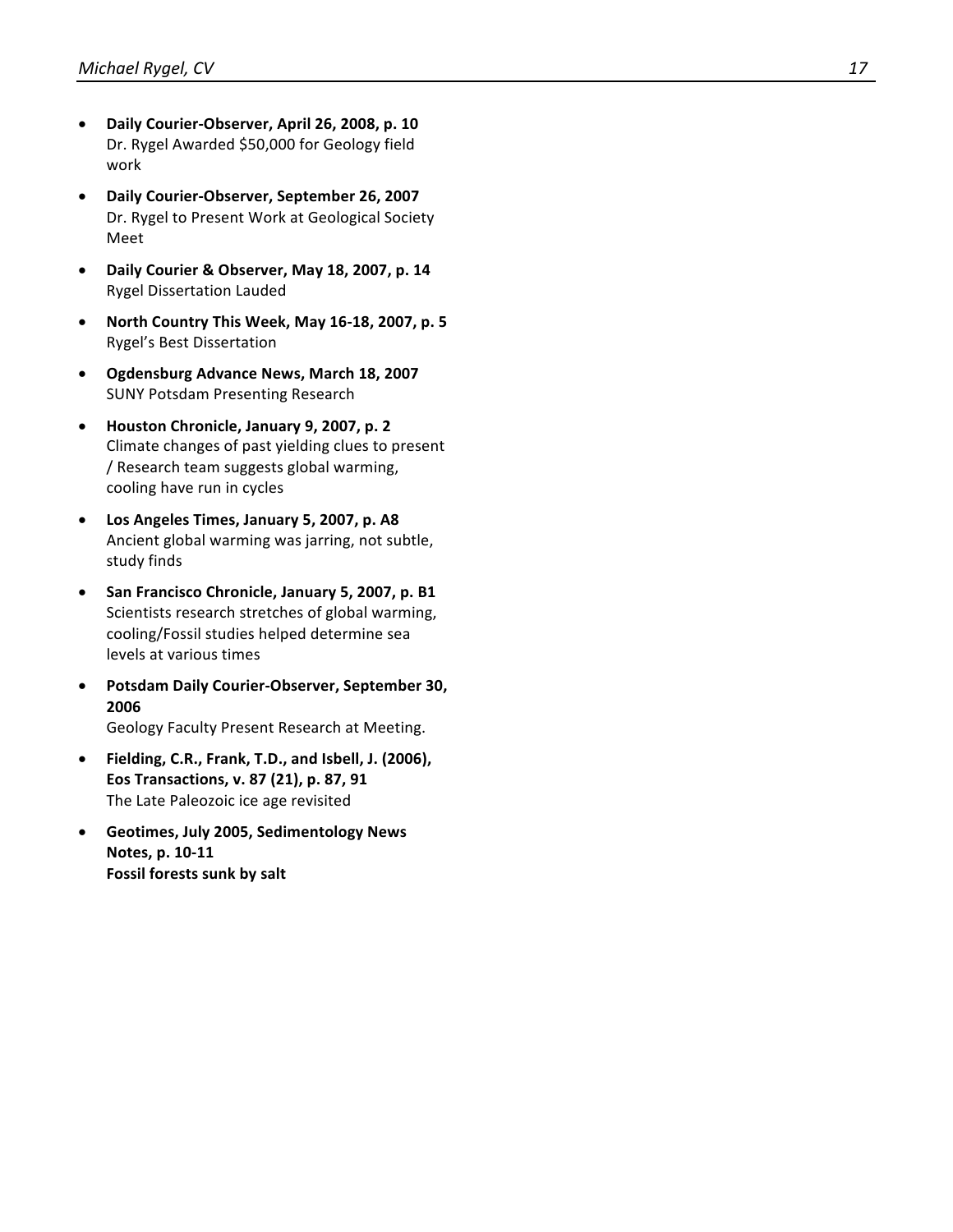- **Daily Courier-Observer, April 26, 2008, p. 10**
  Dr. Rygel Awarded $50,000 for Geology field work

- **Daily Courier-Observer, September 26, 2007**
  Dr. Rygel to Present Work at Geological Society Meet

- **Daily Courier & Observer, May 18, 2007, p. 14**
  Rygel Dissertation Lauded

- **North Country This Week, May 16-18, 2007, p. 5**
  Rygel's Best Dissertation

- **Ogdensburg Advance News, March 18, 2007**
  SUNY Potsdam Presenting Research

- **Houston Chronicle, January 9, 2007, p. 2**
  Climate changes of past yielding clues to present / Research team suggests global warming, cooling have run in cycles

- **Los Angeles Times, January 5, 2007, p. A8**
  Ancient global warming was jarring, not subtle, study finds

- **San Francisco Chronicle, January 5, 2007, p. B1**
  Scientists research stretches of global warming, cooling/Fossil studies helped determine sea levels at various times

- **Potsdam Daily Courier-Observer, September 30, 2006**
  Geology Faculty Present Research at Meeting.

- **Fielding, C.R., Frank, T.D., and Isbell, J. (2006), Eos Transactions, v. 87 (21), p. 87, 91**
  The Late Paleozoic ice age revisited

- **Geotimes, July 2005, Sedimentology News Notes, p. 10-11**
  **Fossil forests sunk by salt**